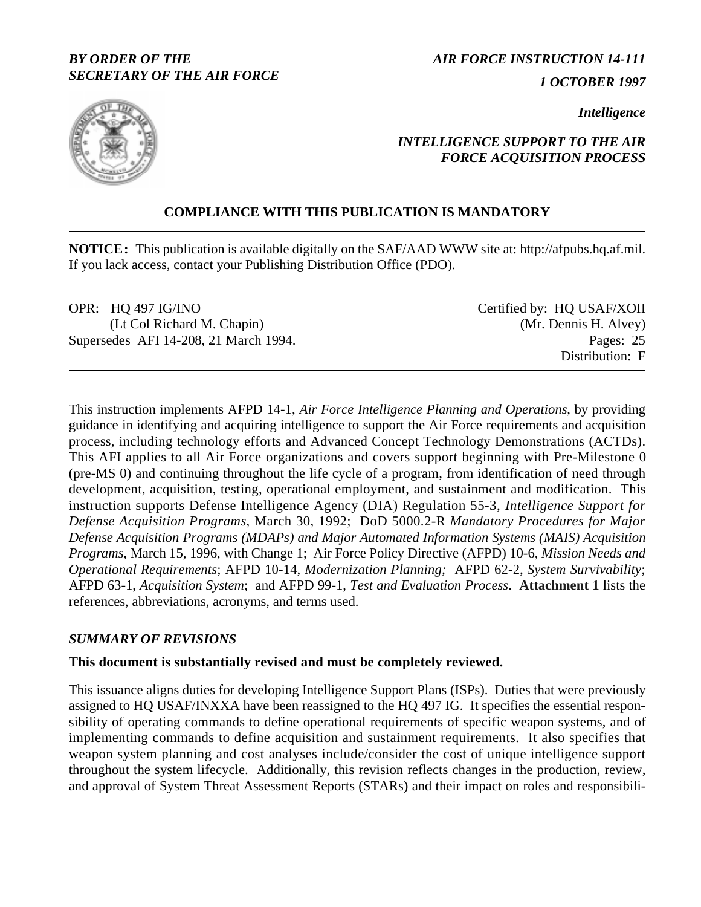*BY ORDER OF THE SECRETARY OF THE AIR FORCE*

*AIR FORCE INSTRUCTION 14-111*

*1 OCTOBER 1997*

*Intelligence*

*INTELLIGENCE SUPPORT TO THE AIR FORCE ACQUISITION PROCESS*

**COMPLIANCE WITH THIS PUBLICATION IS MANDATORY**

---

**NOTICE:** This publication is available digitally on the SAF/AAD WWW site at: http://afpubs.hq.af.mil. If you lack access, contact your Publishing Distribution Office (PDO).

---

OPR: HQ 497 IG/INO
(Lt Col Richard M. Chapin)

Certified by: HQ USAF/XOII
(Mr. Dennis H. Alvey)

Supersedes AFI 14-208, 21 March 1994.

Pages: 25
Distribution: F

---

This instruction implements AFPD 14-1, *Air Force Intelligence Planning and Operations*, by providing guidance in identifying and acquiring intelligence to support the Air Force requirements and acquisition process, including technology efforts and Advanced Concept Technology Demonstrations (ACTDs). This AFI applies to all Air Force organizations and covers support beginning with Pre-Milestone 0 (pre-MS 0) and continuing throughout the life cycle of a program, from identification of need through development, acquisition, testing, operational employment, and sustainment and modification. This instruction supports Defense Intelligence Agency (DIA) Regulation 55-3, *Intelligence Support for Defense Acquisition Programs*, March 30, 1992; DoD 5000.2-R *Mandatory Procedures for Major Defense Acquisition Programs (MDAPs) and Major Automated Information Systems (MAIS) Acquisition Programs*, March 15, 1996, with Change 1; Air Force Policy Directive (AFPD) 10-6, *Mission Needs and Operational Requirements*; AFPD 10-14, *Modernization Planning;* AFPD 62-2, *System Survivability*; AFPD 63-1, *Acquisition System*; and AFPD 99-1, *Test and Evaluation Process*. **Attachment 1** lists the references, abbreviations, acronyms, and terms used.

## *SUMMARY OF REVISIONS*

**This document is substantially revised and must be completely reviewed.**

This issuance aligns duties for developing Intelligence Support Plans (ISPs). Duties that were previously assigned to HQ USAF/INXXA have been reassigned to the HQ 497 IG. It specifies the essential responsibility of operating commands to define operational requirements of specific weapon systems, and of implementing commands to define acquisition and sustainment requirements. It also specifies that weapon system planning and cost analyses include/consider the cost of unique intelligence support throughout the system lifecycle. Additionally, this revision reflects changes in the production, review, and approval of System Threat Assessment Reports (STARs) and their impact on roles and responsibili-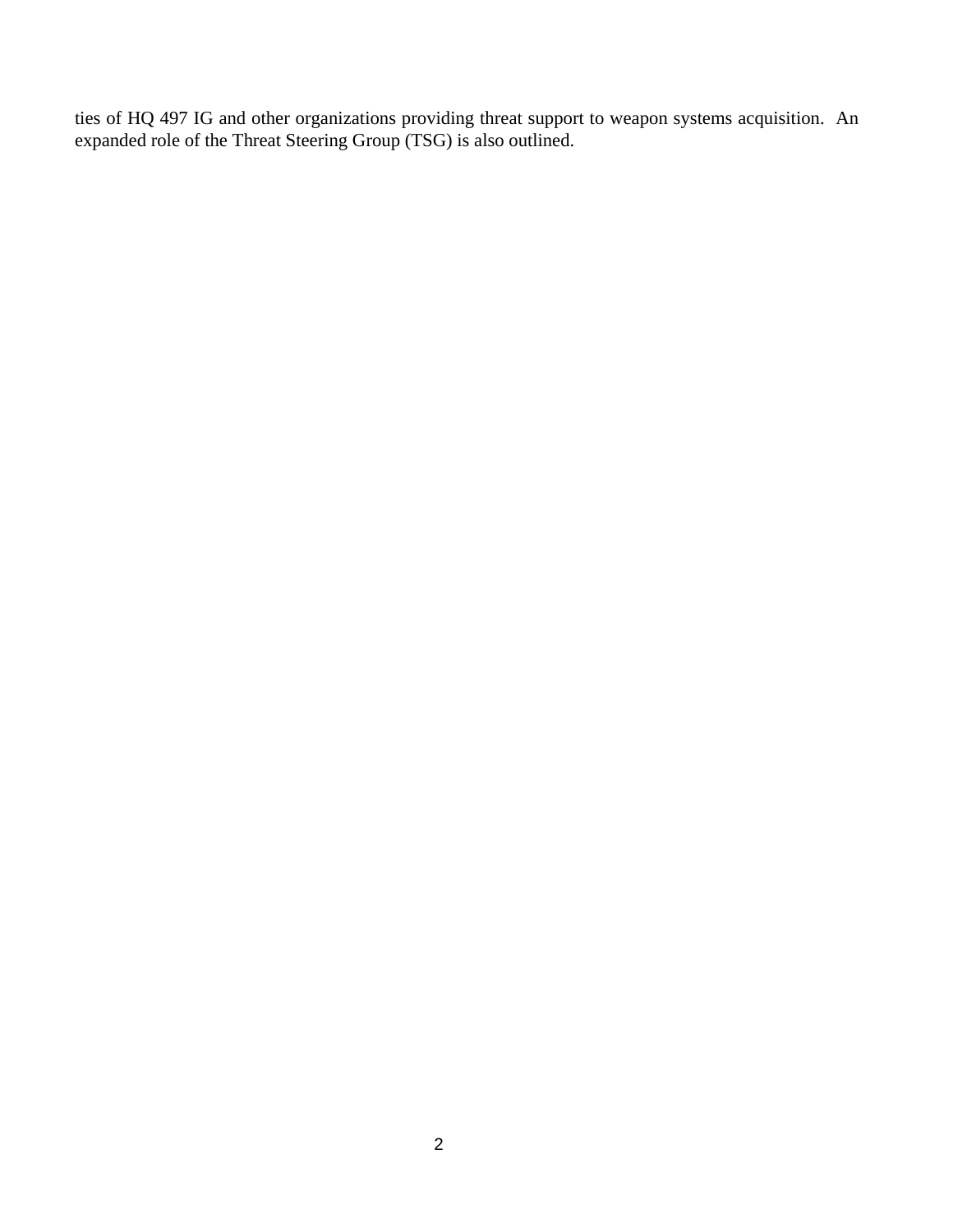ties of HQ 497 IG and other organizations providing threat support to weapon systems acquisition. An expanded role of the Threat Steering Group (TSG) is also outlined.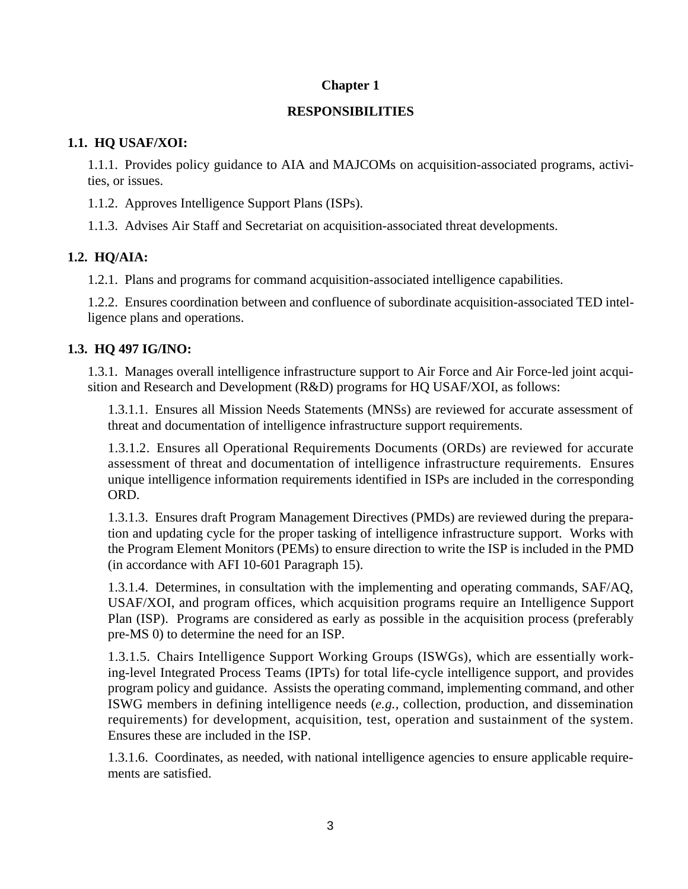# Chapter 1

# RESPONSIBILITIES

## 1.1. HQ USAF/XOI:

1.1.1. Provides policy guidance to AIA and MAJCOMs on acquisition-associated programs, activities, or issues.

1.1.2. Approves Intelligence Support Plans (ISPs).

1.1.3. Advises Air Staff and Secretariat on acquisition-associated threat developments.

## 1.2. HQ/AIA:

1.2.1. Plans and programs for command acquisition-associated intelligence capabilities.

1.2.2. Ensures coordination between and confluence of subordinate acquisition-associated TED intelligence plans and operations.

## 1.3. HQ 497 IG/INO:

1.3.1. Manages overall intelligence infrastructure support to Air Force and Air Force-led joint acquisition and Research and Development (R&D) programs for HQ USAF/XOI, as follows:

1.3.1.1. Ensures all Mission Needs Statements (MNSs) are reviewed for accurate assessment of threat and documentation of intelligence infrastructure support requirements.

1.3.1.2. Ensures all Operational Requirements Documents (ORDs) are reviewed for accurate assessment of threat and documentation of intelligence infrastructure requirements. Ensures unique intelligence information requirements identified in ISPs are included in the corresponding ORD.

1.3.1.3. Ensures draft Program Management Directives (PMDs) are reviewed during the preparation and updating cycle for the proper tasking of intelligence infrastructure support. Works with the Program Element Monitors (PEMs) to ensure direction to write the ISP is included in the PMD (in accordance with AFI 10-601 Paragraph 15).

1.3.1.4. Determines, in consultation with the implementing and operating commands, SAF/AQ, USAF/XOI, and program offices, which acquisition programs require an Intelligence Support Plan (ISP). Programs are considered as early as possible in the acquisition process (preferably pre-MS 0) to determine the need for an ISP.

1.3.1.5. Chairs Intelligence Support Working Groups (ISWGs), which are essentially working-level Integrated Process Teams (IPTs) for total life-cycle intelligence support, and provides program policy and guidance. Assists the operating command, implementing command, and other ISWG members in defining intelligence needs (*e.g.*, collection, production, and dissemination requirements) for development, acquisition, test, operation and sustainment of the system. Ensures these are included in the ISP.

1.3.1.6. Coordinates, as needed, with national intelligence agencies to ensure applicable requirements are satisfied.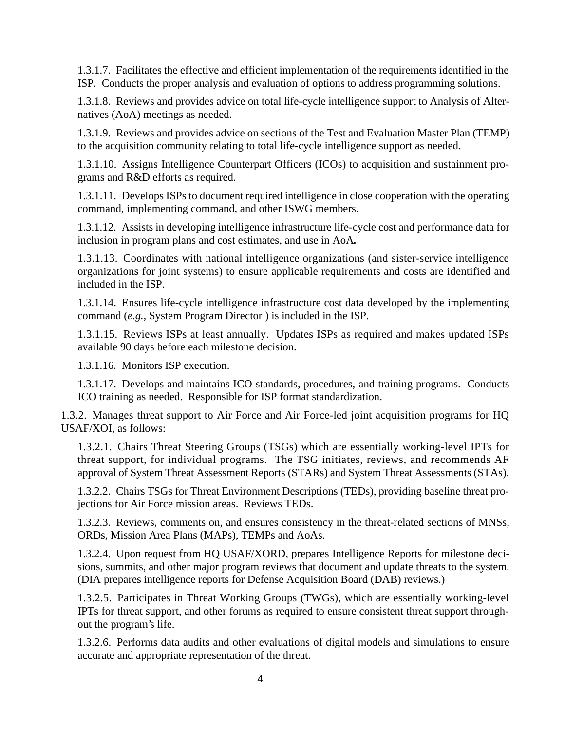1.3.1.7. Facilitates the effective and efficient implementation of the requirements identified in the ISP. Conducts the proper analysis and evaluation of options to address programming solutions.

1.3.1.8. Reviews and provides advice on total life-cycle intelligence support to Analysis of Alternatives (AoA) meetings as needed.

1.3.1.9. Reviews and provides advice on sections of the Test and Evaluation Master Plan (TEMP) to the acquisition community relating to total life-cycle intelligence support as needed.

1.3.1.10. Assigns Intelligence Counterpart Officers (ICOs) to acquisition and sustainment programs and R&D efforts as required.

1.3.1.11. Develops ISPs to document required intelligence in close cooperation with the operating command, implementing command, and other ISWG members.

1.3.1.12. Assists in developing intelligence infrastructure life-cycle cost and performance data for inclusion in program plans and cost estimates, and use in AoA**.**

1.3.1.13. Coordinates with national intelligence organizations (and sister-service intelligence organizations for joint systems) to ensure applicable requirements and costs are identified and included in the ISP.

1.3.1.14. Ensures life-cycle intelligence infrastructure cost data developed by the implementing command (*e.g.,* System Program Director ) is included in the ISP.

1.3.1.15. Reviews ISPs at least annually. Updates ISPs as required and makes updated ISPs available 90 days before each milestone decision.

1.3.1.16. Monitors ISP execution.

1.3.1.17. Develops and maintains ICO standards, procedures, and training programs. Conducts ICO training as needed. Responsible for ISP format standardization.

1.3.2. Manages threat support to Air Force and Air Force-led joint acquisition programs for HQ USAF/XOI, as follows:

1.3.2.1. Chairs Threat Steering Groups (TSGs) which are essentially working-level IPTs for threat support, for individual programs. The TSG initiates, reviews, and recommends AF approval of System Threat Assessment Reports (STARs) and System Threat Assessments (STAs).

1.3.2.2. Chairs TSGs for Threat Environment Descriptions (TEDs), providing baseline threat projections for Air Force mission areas. Reviews TEDs.

1.3.2.3. Reviews, comments on, and ensures consistency in the threat-related sections of MNSs, ORDs, Mission Area Plans (MAPs), TEMPs and AoAs.

1.3.2.4. Upon request from HQ USAF/XORD, prepares Intelligence Reports for milestone decisions, summits, and other major program reviews that document and update threats to the system. (DIA prepares intelligence reports for Defense Acquisition Board (DAB) reviews.)

1.3.2.5. Participates in Threat Working Groups (TWGs), which are essentially working-level IPTs for threat support, and other forums as required to ensure consistent threat support throughout the program's life.

1.3.2.6. Performs data audits and other evaluations of digital models and simulations to ensure accurate and appropriate representation of the threat.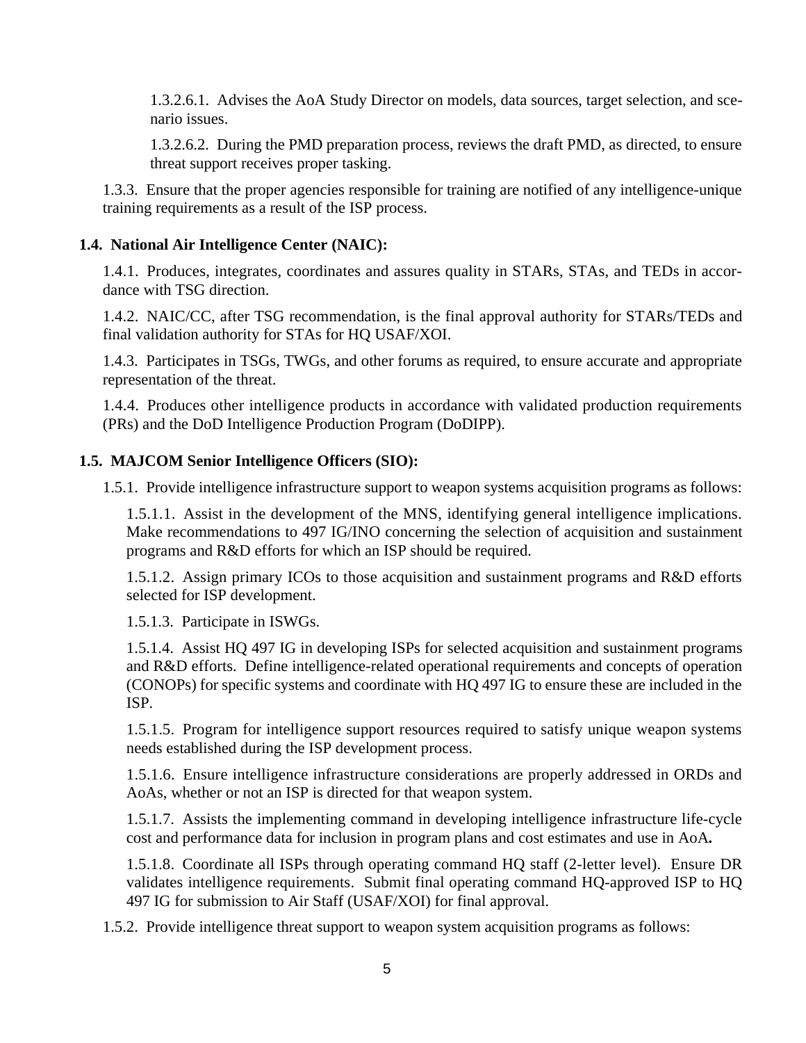1.3.2.6.1. Advises the AoA Study Director on models, data sources, target selection, and scenario issues.

1.3.2.6.2. During the PMD preparation process, reviews the draft PMD, as directed, to ensure threat support receives proper tasking.

1.3.3. Ensure that the proper agencies responsible for training are notified of any intelligence-unique training requirements as a result of the ISP process.

**1.4. National Air Intelligence Center (NAIC):**

1.4.1. Produces, integrates, coordinates and assures quality in STARs, STAs, and TEDs in accordance with TSG direction.

1.4.2. NAIC/CC, after TSG recommendation, is the final approval authority for STARs/TEDs and final validation authority for STAs for HQ USAF/XOI.

1.4.3. Participates in TSGs, TWGs, and other forums as required, to ensure accurate and appropriate representation of the threat.

1.4.4. Produces other intelligence products in accordance with validated production requirements (PRs) and the DoD Intelligence Production Program (DoDIPP).

**1.5. MAJCOM Senior Intelligence Officers (SIO):**

1.5.1. Provide intelligence infrastructure support to weapon systems acquisition programs as follows:

1.5.1.1. Assist in the development of the MNS, identifying general intelligence implications. Make recommendations to 497 IG/INO concerning the selection of acquisition and sustainment programs and R&D efforts for which an ISP should be required.

1.5.1.2. Assign primary ICOs to those acquisition and sustainment programs and R&D efforts selected for ISP development.

1.5.1.3. Participate in ISWGs.

1.5.1.4. Assist HQ 497 IG in developing ISPs for selected acquisition and sustainment programs and R&D efforts. Define intelligence-related operational requirements and concepts of operation (CONOPs) for specific systems and coordinate with HQ 497 IG to ensure these are included in the ISP.

1.5.1.5. Program for intelligence support resources required to satisfy unique weapon systems needs established during the ISP development process.

1.5.1.6. Ensure intelligence infrastructure considerations are properly addressed in ORDs and AoAs, whether or not an ISP is directed for that weapon system.

1.5.1.7. Assists the implementing command in developing intelligence infrastructure life-cycle cost and performance data for inclusion in program plans and cost estimates and use in AoA**.**

1.5.1.8. Coordinate all ISPs through operating command HQ staff (2-letter level). Ensure DR validates intelligence requirements. Submit final operating command HQ-approved ISP to HQ 497 IG for submission to Air Staff (USAF/XOI) for final approval.

1.5.2. Provide intelligence threat support to weapon system acquisition programs as follows: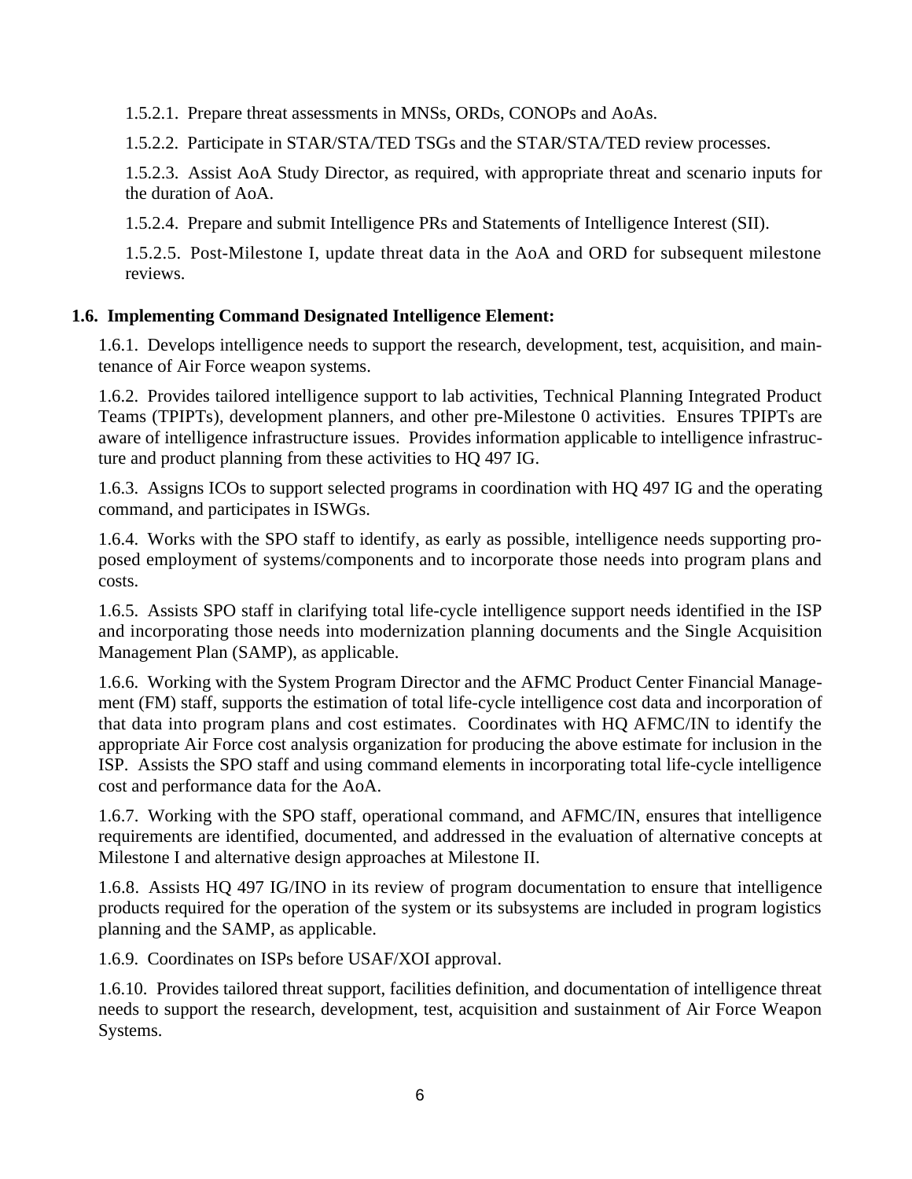1.5.2.1. Prepare threat assessments in MNSs, ORDs, CONOPs and AoAs.

1.5.2.2. Participate in STAR/STA/TED TSGs and the STAR/STA/TED review processes.

1.5.2.3. Assist AoA Study Director, as required, with appropriate threat and scenario inputs for the duration of AoA.

1.5.2.4. Prepare and submit Intelligence PRs and Statements of Intelligence Interest (SII).

1.5.2.5. Post-Milestone I, update threat data in the AoA and ORD for subsequent milestone reviews.

**1.6. Implementing Command Designated Intelligence Element:**

1.6.1. Develops intelligence needs to support the research, development, test, acquisition, and maintenance of Air Force weapon systems.

1.6.2. Provides tailored intelligence support to lab activities, Technical Planning Integrated Product Teams (TPIPTs), development planners, and other pre-Milestone 0 activities. Ensures TPIPTs are aware of intelligence infrastructure issues. Provides information applicable to intelligence infrastructure and product planning from these activities to HQ 497 IG.

1.6.3. Assigns ICOs to support selected programs in coordination with HQ 497 IG and the operating command, and participates in ISWGs.

1.6.4. Works with the SPO staff to identify, as early as possible, intelligence needs supporting proposed employment of systems/components and to incorporate those needs into program plans and costs.

1.6.5. Assists SPO staff in clarifying total life-cycle intelligence support needs identified in the ISP and incorporating those needs into modernization planning documents and the Single Acquisition Management Plan (SAMP), as applicable.

1.6.6. Working with the System Program Director and the AFMC Product Center Financial Management (FM) staff, supports the estimation of total life-cycle intelligence cost data and incorporation of that data into program plans and cost estimates. Coordinates with HQ AFMC/IN to identify the appropriate Air Force cost analysis organization for producing the above estimate for inclusion in the ISP. Assists the SPO staff and using command elements in incorporating total life-cycle intelligence cost and performance data for the AoA.

1.6.7. Working with the SPO staff, operational command, and AFMC/IN, ensures that intelligence requirements are identified, documented, and addressed in the evaluation of alternative concepts at Milestone I and alternative design approaches at Milestone II.

1.6.8. Assists HQ 497 IG/INO in its review of program documentation to ensure that intelligence products required for the operation of the system or its subsystems are included in program logistics planning and the SAMP, as applicable.

1.6.9. Coordinates on ISPs before USAF/XOI approval.

1.6.10. Provides tailored threat support, facilities definition, and documentation of intelligence threat needs to support the research, development, test, acquisition and sustainment of Air Force Weapon Systems.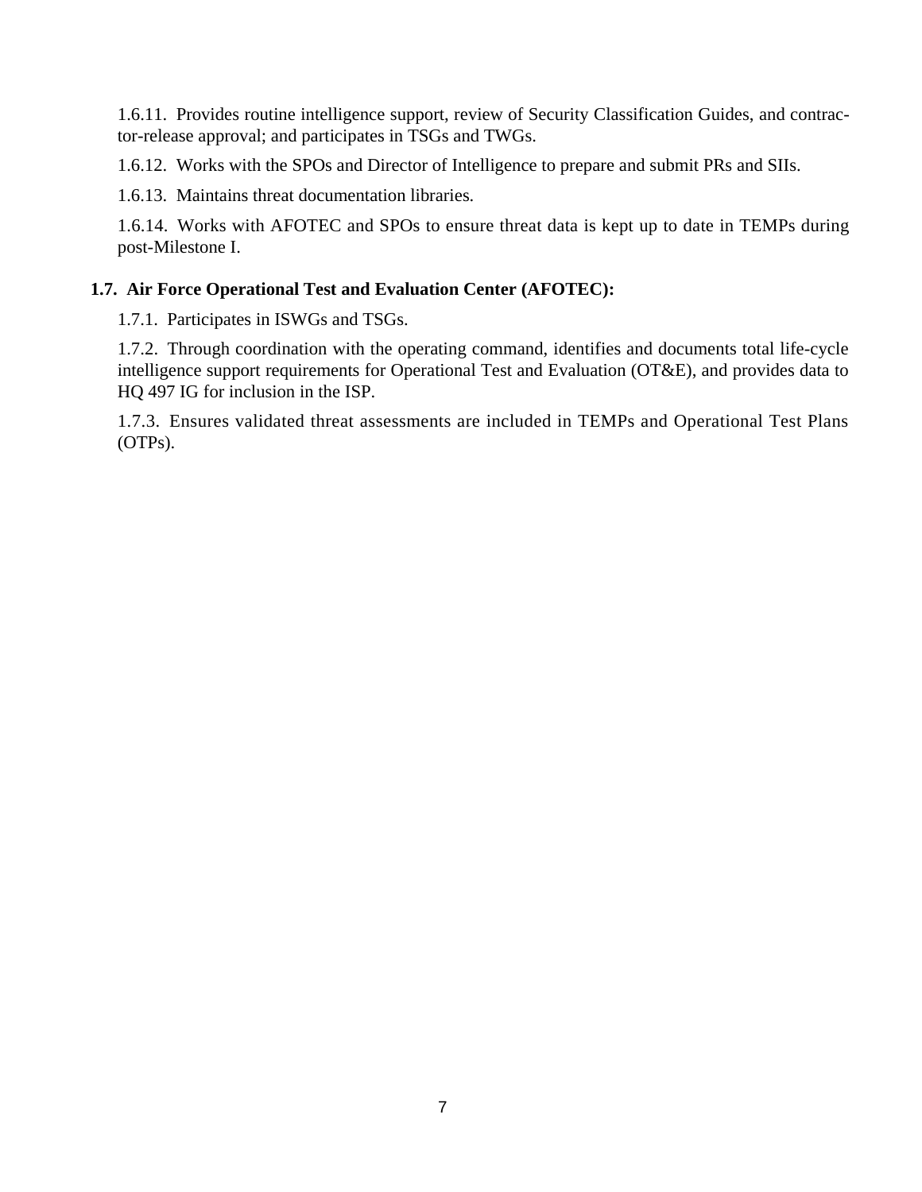1.6.11. Provides routine intelligence support, review of Security Classification Guides, and contractor-release approval; and participates in TSGs and TWGs.

1.6.12. Works with the SPOs and Director of Intelligence to prepare and submit PRs and SIIs.

1.6.13. Maintains threat documentation libraries.

1.6.14. Works with AFOTEC and SPOs to ensure threat data is kept up to date in TEMPs during post-Milestone I.

**1.7. Air Force Operational Test and Evaluation Center (AFOTEC):**

1.7.1. Participates in ISWGs and TSGs.

1.7.2. Through coordination with the operating command, identifies and documents total life-cycle intelligence support requirements for Operational Test and Evaluation (OT&E), and provides data to HQ 497 IG for inclusion in the ISP.

1.7.3. Ensures validated threat assessments are included in TEMPs and Operational Test Plans (OTPs).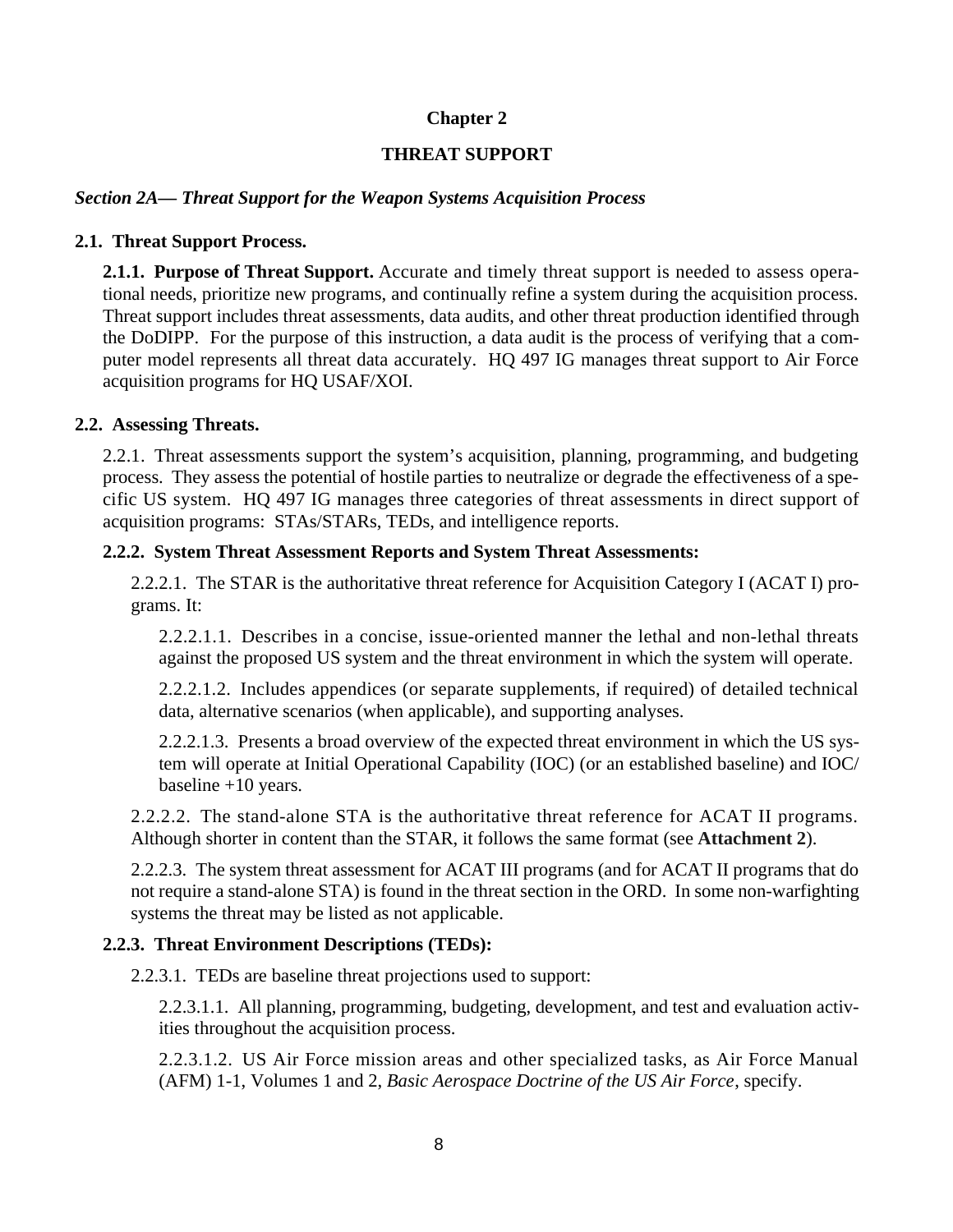## Chapter 2

## THREAT SUPPORT

### *Section 2A— Threat Support for the Weapon Systems Acquisition Process*

**2.1. Threat Support Process.**

**2.1.1. Purpose of Threat Support.** Accurate and timely threat support is needed to assess operational needs, prioritize new programs, and continually refine a system during the acquisition process. Threat support includes threat assessments, data audits, and other threat production identified through the DoDIPP. For the purpose of this instruction, a data audit is the process of verifying that a computer model represents all threat data accurately. HQ 497 IG manages threat support to Air Force acquisition programs for HQ USAF/XOI.

**2.2. Assessing Threats.**

2.2.1. Threat assessments support the system's acquisition, planning, programming, and budgeting process. They assess the potential of hostile parties to neutralize or degrade the effectiveness of a specific US system. HQ 497 IG manages three categories of threat assessments in direct support of acquisition programs: STAs/STARs, TEDs, and intelligence reports.

**2.2.2. System Threat Assessment Reports and System Threat Assessments:**

2.2.2.1. The STAR is the authoritative threat reference for Acquisition Category I (ACAT I) programs. It:

2.2.2.1.1. Describes in a concise, issue-oriented manner the lethal and non-lethal threats against the proposed US system and the threat environment in which the system will operate.

2.2.2.1.2. Includes appendices (or separate supplements, if required) of detailed technical data, alternative scenarios (when applicable), and supporting analyses.

2.2.2.1.3. Presents a broad overview of the expected threat environment in which the US system will operate at Initial Operational Capability (IOC) (or an established baseline) and IOC/baseline +10 years.

2.2.2.2. The stand-alone STA is the authoritative threat reference for ACAT II programs. Although shorter in content than the STAR, it follows the same format (see **Attachment 2**).

2.2.2.3. The system threat assessment for ACAT III programs (and for ACAT II programs that do not require a stand-alone STA) is found in the threat section in the ORD. In some non-warfighting systems the threat may be listed as not applicable.

**2.2.3. Threat Environment Descriptions (TEDs):**

2.2.3.1. TEDs are baseline threat projections used to support:

2.2.3.1.1. All planning, programming, budgeting, development, and test and evaluation activities throughout the acquisition process.

2.2.3.1.2. US Air Force mission areas and other specialized tasks, as Air Force Manual (AFM) 1-1, Volumes 1 and 2, *Basic Aerospace Doctrine of the US Air Force*, specify.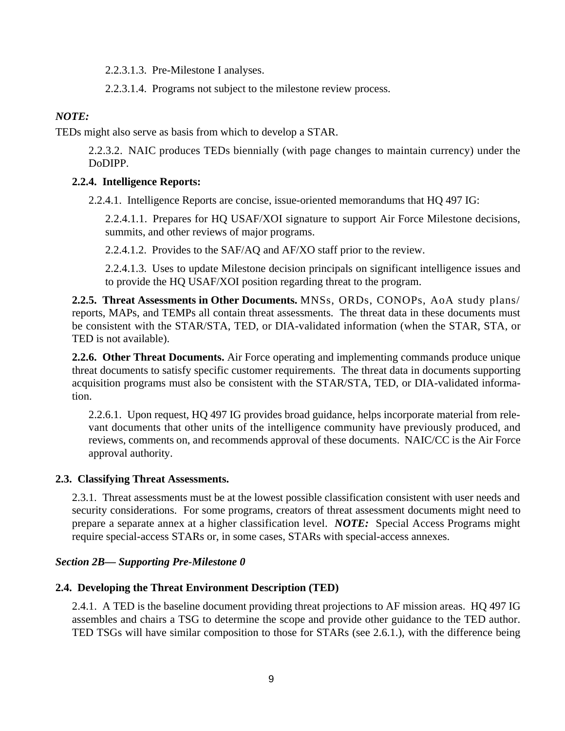2.2.3.1.3. Pre-Milestone I analyses.

2.2.3.1.4. Programs not subject to the milestone review process.

***NOTE:***

TEDs might also serve as basis from which to develop a STAR.

2.2.3.2. NAIC produces TEDs biennially (with page changes to maintain currency) under the DoDIPP.

**2.2.4. Intelligence Reports:**

2.2.4.1. Intelligence Reports are concise, issue-oriented memorandums that HQ 497 IG:

2.2.4.1.1. Prepares for HQ USAF/XOI signature to support Air Force Milestone decisions, summits, and other reviews of major programs.

2.2.4.1.2. Provides to the SAF/AQ and AF/XO staff prior to the review.

2.2.4.1.3. Uses to update Milestone decision principals on significant intelligence issues and to provide the HQ USAF/XOI position regarding threat to the program.

**2.2.5. Threat Assessments in Other Documents.** MNSs, ORDs, CONOPs, AoA study plans/reports, MAPs, and TEMPs all contain threat assessments. The threat data in these documents must be consistent with the STAR/STA, TED, or DIA-validated information (when the STAR, STA, or TED is not available).

**2.2.6. Other Threat Documents.** Air Force operating and implementing commands produce unique threat documents to satisfy specific customer requirements. The threat data in documents supporting acquisition programs must also be consistent with the STAR/STA, TED, or DIA-validated information.

2.2.6.1. Upon request, HQ 497 IG provides broad guidance, helps incorporate material from relevant documents that other units of the intelligence community have previously produced, and reviews, comments on, and recommends approval of these documents. NAIC/CC is the Air Force approval authority.

### 2.3. Classifying Threat Assessments.

2.3.1. Threat assessments must be at the lowest possible classification consistent with user needs and security considerations. For some programs, creators of threat assessment documents might need to prepare a separate annex at a higher classification level. ***NOTE:*** Special Access Programs might require special-access STARs or, in some cases, STARs with special-access annexes.

## *Section 2B— Supporting Pre-Milestone 0*

### 2.4. Developing the Threat Environment Description (TED)

2.4.1. A TED is the baseline document providing threat projections to AF mission areas. HQ 497 IG assembles and chairs a TSG to determine the scope and provide other guidance to the TED author. TED TSGs will have similar composition to those for STARs (see 2.6.1.), with the difference being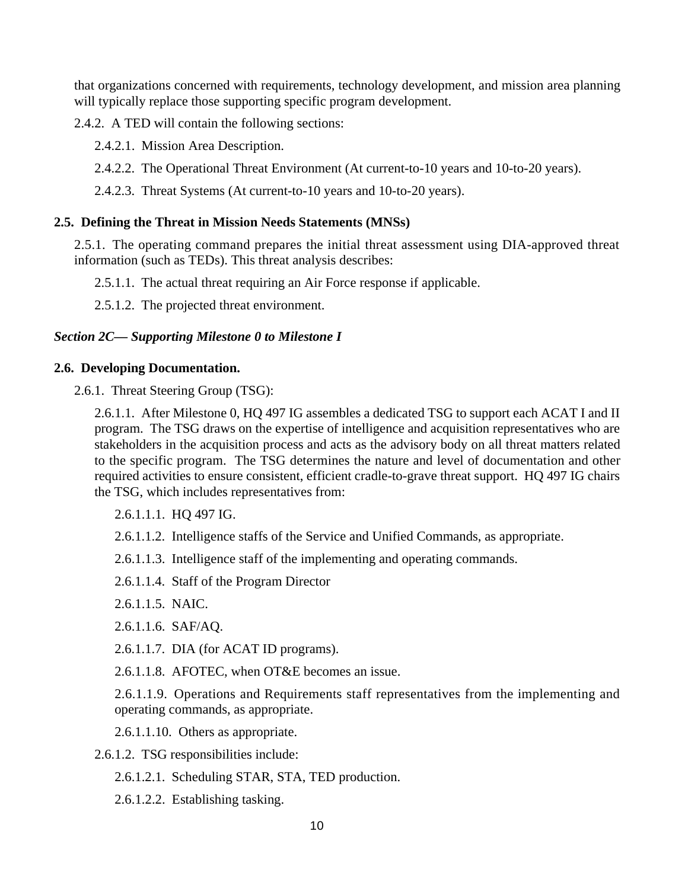that organizations concerned with requirements, technology development, and mission area planning will typically replace those supporting specific program development.

2.4.2. A TED will contain the following sections:

2.4.2.1. Mission Area Description.

2.4.2.2. The Operational Threat Environment (At current-to-10 years and 10-to-20 years).

2.4.2.3. Threat Systems (At current-to-10 years and 10-to-20 years).

**2.5. Defining the Threat in Mission Needs Statements (MNSs)**

2.5.1. The operating command prepares the initial threat assessment using DIA-approved threat information (such as TEDs). This threat analysis describes:

2.5.1.1. The actual threat requiring an Air Force response if applicable.

2.5.1.2. The projected threat environment.

***Section 2C— Supporting Milestone 0 to Milestone I***

**2.6. Developing Documentation.**

2.6.1. Threat Steering Group (TSG):

2.6.1.1. After Milestone 0, HQ 497 IG assembles a dedicated TSG to support each ACAT I and II program. The TSG draws on the expertise of intelligence and acquisition representatives who are stakeholders in the acquisition process and acts as the advisory body on all threat matters related to the specific program. The TSG determines the nature and level of documentation and other required activities to ensure consistent, efficient cradle-to-grave threat support. HQ 497 IG chairs the TSG, which includes representatives from:

2.6.1.1.1. HQ 497 IG.

2.6.1.1.2. Intelligence staffs of the Service and Unified Commands, as appropriate.

2.6.1.1.3. Intelligence staff of the implementing and operating commands.

2.6.1.1.4. Staff of the Program Director

2.6.1.1.5. NAIC.

2.6.1.1.6. SAF/AQ.

2.6.1.1.7. DIA (for ACAT ID programs).

2.6.1.1.8. AFOTEC, when OT&E becomes an issue.

2.6.1.1.9. Operations and Requirements staff representatives from the implementing and operating commands, as appropriate.

2.6.1.1.10. Others as appropriate.

2.6.1.2. TSG responsibilities include:

2.6.1.2.1. Scheduling STAR, STA, TED production.

2.6.1.2.2. Establishing tasking.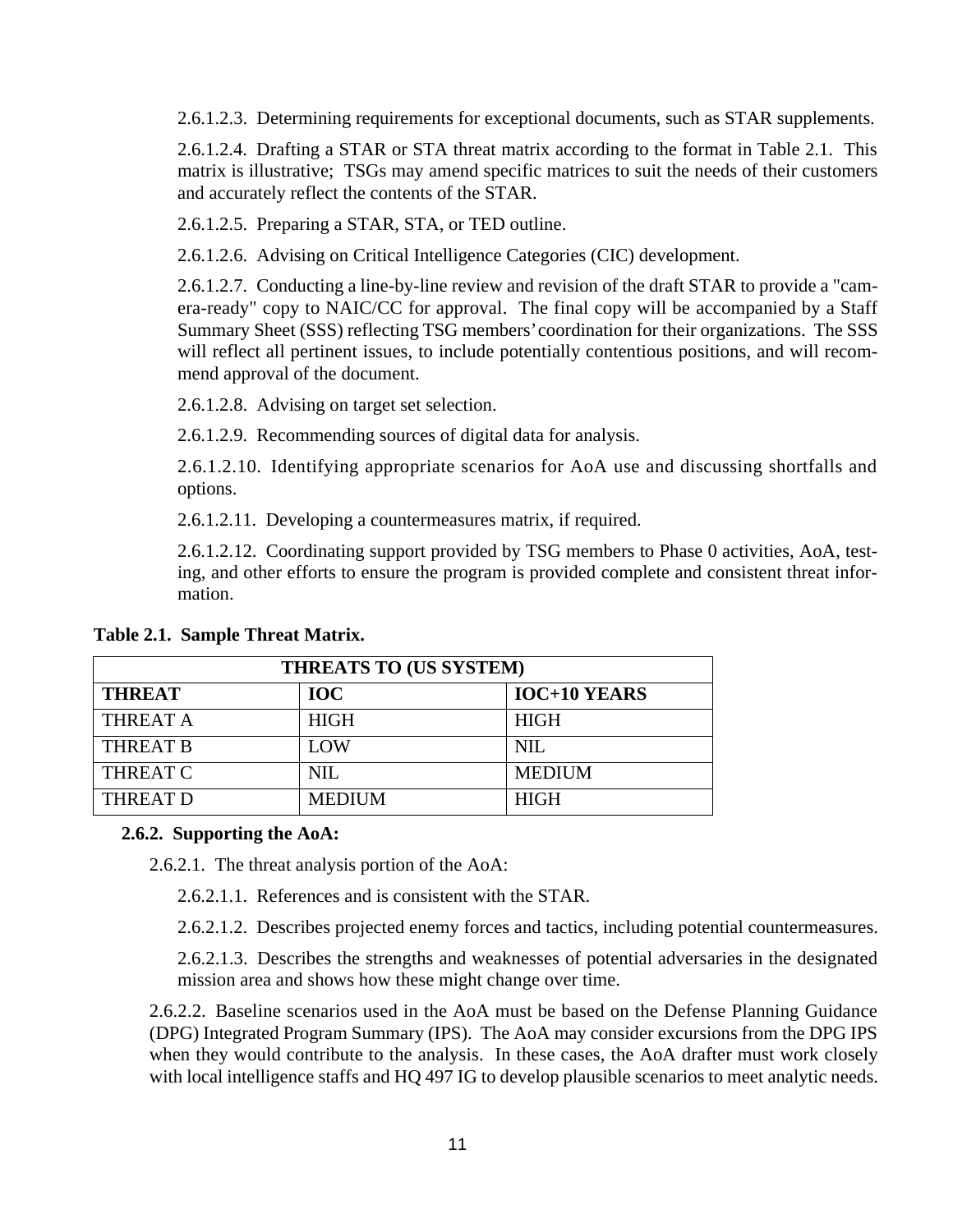2.6.1.2.3. Determining requirements for exceptional documents, such as STAR supplements.

2.6.1.2.4. Drafting a STAR or STA threat matrix according to the format in Table 2.1. This matrix is illustrative; TSGs may amend specific matrices to suit the needs of their customers and accurately reflect the contents of the STAR.

2.6.1.2.5. Preparing a STAR, STA, or TED outline.

2.6.1.2.6. Advising on Critical Intelligence Categories (CIC) development.

2.6.1.2.7. Conducting a line-by-line review and revision of the draft STAR to provide a "camera-ready" copy to NAIC/CC for approval. The final copy will be accompanied by a Staff Summary Sheet (SSS) reflecting TSG members' coordination for their organizations. The SSS will reflect all pertinent issues, to include potentially contentious positions, and will recommend approval of the document.

2.6.1.2.8. Advising on target set selection.

2.6.1.2.9. Recommending sources of digital data for analysis.

2.6.1.2.10. Identifying appropriate scenarios for AoA use and discussing shortfalls and options.

2.6.1.2.11. Developing a countermeasures matrix, if required.

2.6.1.2.12. Coordinating support provided by TSG members to Phase 0 activities, AoA, testing, and other efforts to ensure the program is provided complete and consistent threat information.

**Table 2.1. Sample Threat Matrix.**

| THREATS TO (US SYSTEM) | | |
|---|---|---|
| **THREAT** | **IOC** | **IOC+10 YEARS** |
| THREAT A | HIGH | HIGH |
| THREAT B | LOW | NIL |
| THREAT C | NIL | MEDIUM |
| THREAT D | MEDIUM | HIGH |

**2.6.2. Supporting the AoA:**

2.6.2.1. The threat analysis portion of the AoA:

2.6.2.1.1. References and is consistent with the STAR.

2.6.2.1.2. Describes projected enemy forces and tactics, including potential countermeasures.

2.6.2.1.3. Describes the strengths and weaknesses of potential adversaries in the designated mission area and shows how these might change over time.

2.6.2.2. Baseline scenarios used in the AoA must be based on the Defense Planning Guidance (DPG) Integrated Program Summary (IPS). The AoA may consider excursions from the DPG IPS when they would contribute to the analysis. In these cases, the AoA drafter must work closely with local intelligence staffs and HQ 497 IG to develop plausible scenarios to meet analytic needs.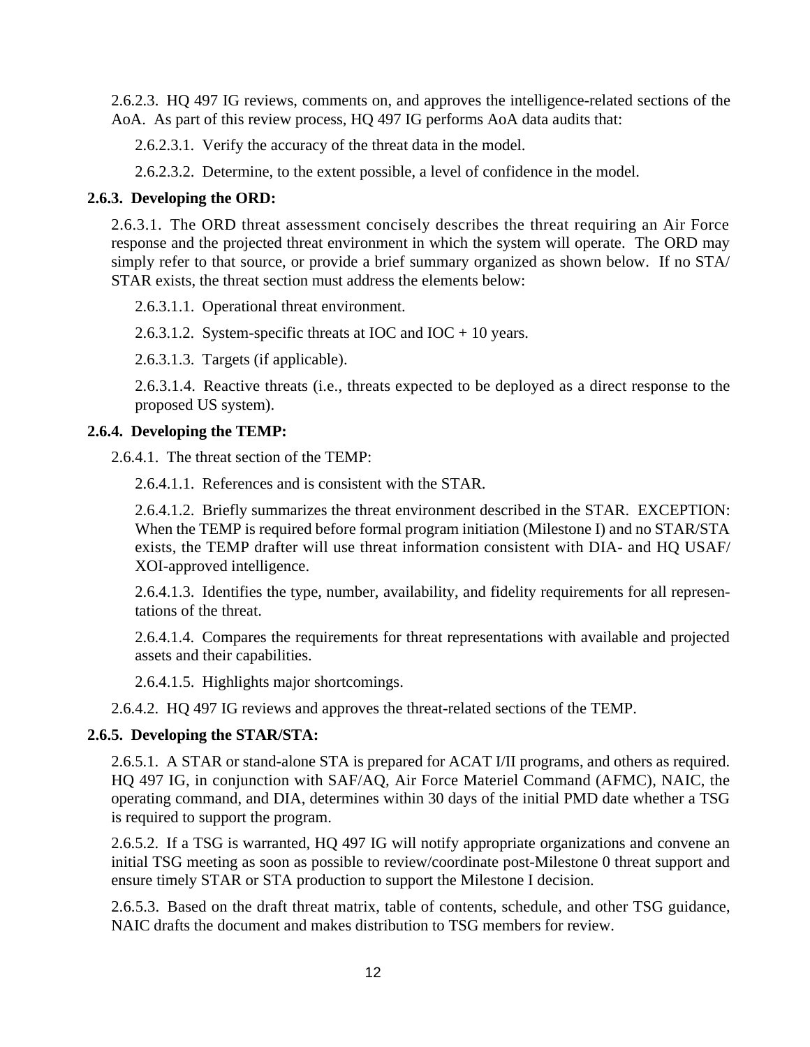2.6.2.3. HQ 497 IG reviews, comments on, and approves the intelligence-related sections of the AoA. As part of this review process, HQ 497 IG performs AoA data audits that:

2.6.2.3.1. Verify the accuracy of the threat data in the model.

2.6.2.3.2. Determine, to the extent possible, a level of confidence in the model.

**2.6.3. Developing the ORD:**

2.6.3.1. The ORD threat assessment concisely describes the threat requiring an Air Force response and the projected threat environment in which the system will operate. The ORD may simply refer to that source, or provide a brief summary organized as shown below. If no STA/STAR exists, the threat section must address the elements below:

2.6.3.1.1. Operational threat environment.

2.6.3.1.2. System-specific threats at IOC and IOC + 10 years.

2.6.3.1.3. Targets (if applicable).

2.6.3.1.4. Reactive threats (i.e., threats expected to be deployed as a direct response to the proposed US system).

**2.6.4. Developing the TEMP:**

2.6.4.1. The threat section of the TEMP:

2.6.4.1.1. References and is consistent with the STAR.

2.6.4.1.2. Briefly summarizes the threat environment described in the STAR. EXCEPTION: When the TEMP is required before formal program initiation (Milestone I) and no STAR/STA exists, the TEMP drafter will use threat information consistent with DIA- and HQ USAF/XOI-approved intelligence.

2.6.4.1.3. Identifies the type, number, availability, and fidelity requirements for all representations of the threat.

2.6.4.1.4. Compares the requirements for threat representations with available and projected assets and their capabilities.

2.6.4.1.5. Highlights major shortcomings.

2.6.4.2. HQ 497 IG reviews and approves the threat-related sections of the TEMP.

**2.6.5. Developing the STAR/STA:**

2.6.5.1. A STAR or stand-alone STA is prepared for ACAT I/II programs, and others as required. HQ 497 IG, in conjunction with SAF/AQ, Air Force Materiel Command (AFMC), NAIC, the operating command, and DIA, determines within 30 days of the initial PMD date whether a TSG is required to support the program.

2.6.5.2. If a TSG is warranted, HQ 497 IG will notify appropriate organizations and convene an initial TSG meeting as soon as possible to review/coordinate post-Milestone 0 threat support and ensure timely STAR or STA production to support the Milestone I decision.

2.6.5.3. Based on the draft threat matrix, table of contents, schedule, and other TSG guidance, NAIC drafts the document and makes distribution to TSG members for review.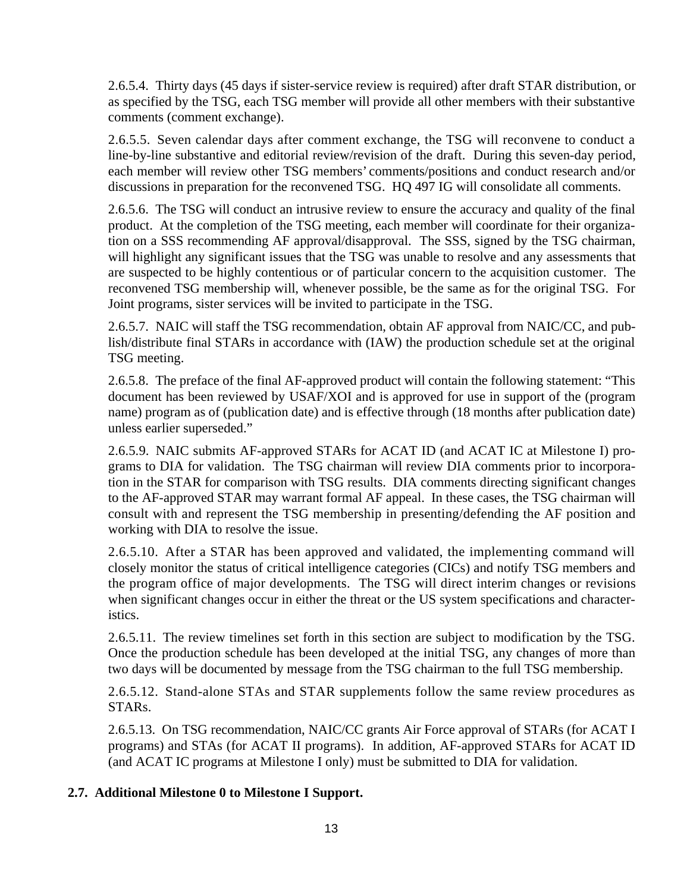2.6.5.4. Thirty days (45 days if sister-service review is required) after draft STAR distribution, or as specified by the TSG, each TSG member will provide all other members with their substantive comments (comment exchange).

2.6.5.5. Seven calendar days after comment exchange, the TSG will reconvene to conduct a line-by-line substantive and editorial review/revision of the draft. During this seven-day period, each member will review other TSG members' comments/positions and conduct research and/or discussions in preparation for the reconvened TSG. HQ 497 IG will consolidate all comments.

2.6.5.6. The TSG will conduct an intrusive review to ensure the accuracy and quality of the final product. At the completion of the TSG meeting, each member will coordinate for their organization on a SSS recommending AF approval/disapproval. The SSS, signed by the TSG chairman, will highlight any significant issues that the TSG was unable to resolve and any assessments that are suspected to be highly contentious or of particular concern to the acquisition customer. The reconvened TSG membership will, whenever possible, be the same as for the original TSG. For Joint programs, sister services will be invited to participate in the TSG.

2.6.5.7. NAIC will staff the TSG recommendation, obtain AF approval from NAIC/CC, and publish/distribute final STARs in accordance with (IAW) the production schedule set at the original TSG meeting.

2.6.5.8. The preface of the final AF-approved product will contain the following statement: "This document has been reviewed by USAF/XOI and is approved for use in support of the (program name) program as of (publication date) and is effective through (18 months after publication date) unless earlier superseded."

2.6.5.9. NAIC submits AF-approved STARs for ACAT ID (and ACAT IC at Milestone I) programs to DIA for validation. The TSG chairman will review DIA comments prior to incorporation in the STAR for comparison with TSG results. DIA comments directing significant changes to the AF-approved STAR may warrant formal AF appeal. In these cases, the TSG chairman will consult with and represent the TSG membership in presenting/defending the AF position and working with DIA to resolve the issue.

2.6.5.10. After a STAR has been approved and validated, the implementing command will closely monitor the status of critical intelligence categories (CICs) and notify TSG members and the program office of major developments. The TSG will direct interim changes or revisions when significant changes occur in either the threat or the US system specifications and characteristics.

2.6.5.11. The review timelines set forth in this section are subject to modification by the TSG. Once the production schedule has been developed at the initial TSG, any changes of more than two days will be documented by message from the TSG chairman to the full TSG membership.

2.6.5.12. Stand-alone STAs and STAR supplements follow the same review procedures as STARs.

2.6.5.13. On TSG recommendation, NAIC/CC grants Air Force approval of STARs (for ACAT I programs) and STAs (for ACAT II programs). In addition, AF-approved STARs for ACAT ID (and ACAT IC programs at Milestone I only) must be submitted to DIA for validation.

**2.7. Additional Milestone 0 to Milestone I Support.**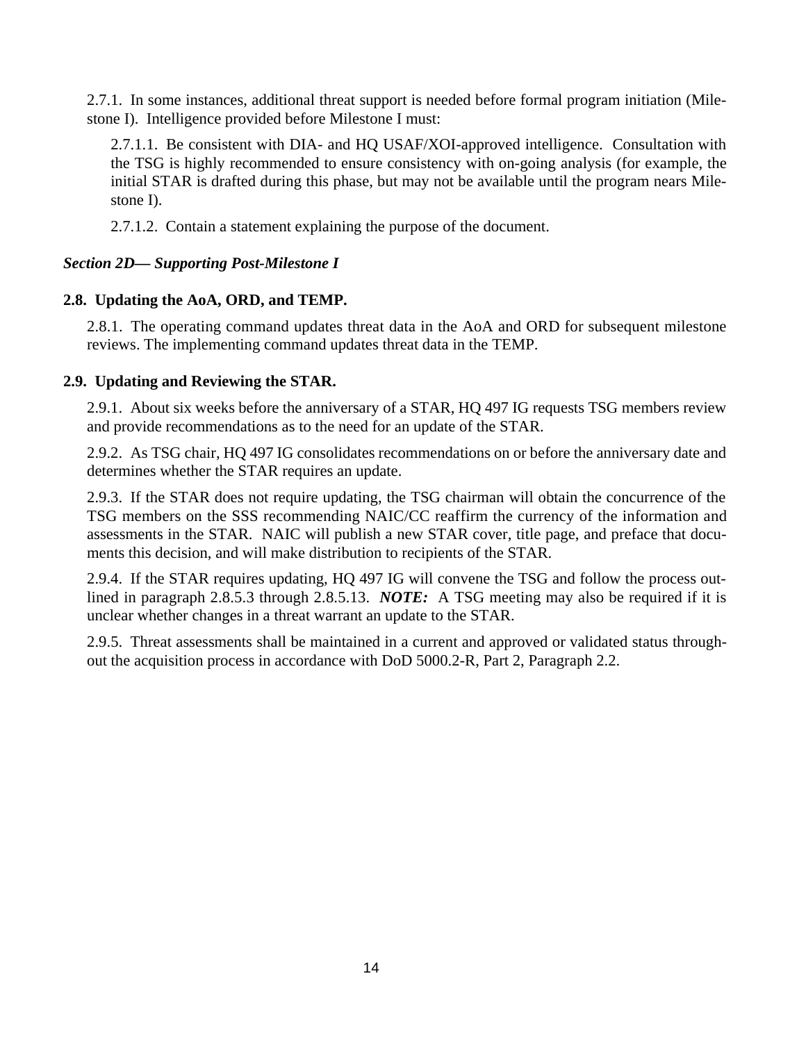2.7.1. In some instances, additional threat support is needed before formal program initiation (Milestone I). Intelligence provided before Milestone I must:

2.7.1.1. Be consistent with DIA- and HQ USAF/XOI-approved intelligence. Consultation with the TSG is highly recommended to ensure consistency with on-going analysis (for example, the initial STAR is drafted during this phase, but may not be available until the program nears Milestone I).

2.7.1.2. Contain a statement explaining the purpose of the document.

***Section 2D— Supporting Post-Milestone I***

**2.8. Updating the AoA, ORD, and TEMP.**

2.8.1. The operating command updates threat data in the AoA and ORD for subsequent milestone reviews. The implementing command updates threat data in the TEMP.

**2.9. Updating and Reviewing the STAR.**

2.9.1. About six weeks before the anniversary of a STAR, HQ 497 IG requests TSG members review and provide recommendations as to the need for an update of the STAR.

2.9.2. As TSG chair, HQ 497 IG consolidates recommendations on or before the anniversary date and determines whether the STAR requires an update.

2.9.3. If the STAR does not require updating, the TSG chairman will obtain the concurrence of the TSG members on the SSS recommending NAIC/CC reaffirm the currency of the information and assessments in the STAR. NAIC will publish a new STAR cover, title page, and preface that documents this decision, and will make distribution to recipients of the STAR.

2.9.4. If the STAR requires updating, HQ 497 IG will convene the TSG and follow the process outlined in paragraph 2.8.5.3 through 2.8.5.13. ***NOTE:*** A TSG meeting may also be required if it is unclear whether changes in a threat warrant an update to the STAR.

2.9.5. Threat assessments shall be maintained in a current and approved or validated status throughout the acquisition process in accordance with DoD 5000.2-R, Part 2, Paragraph 2.2.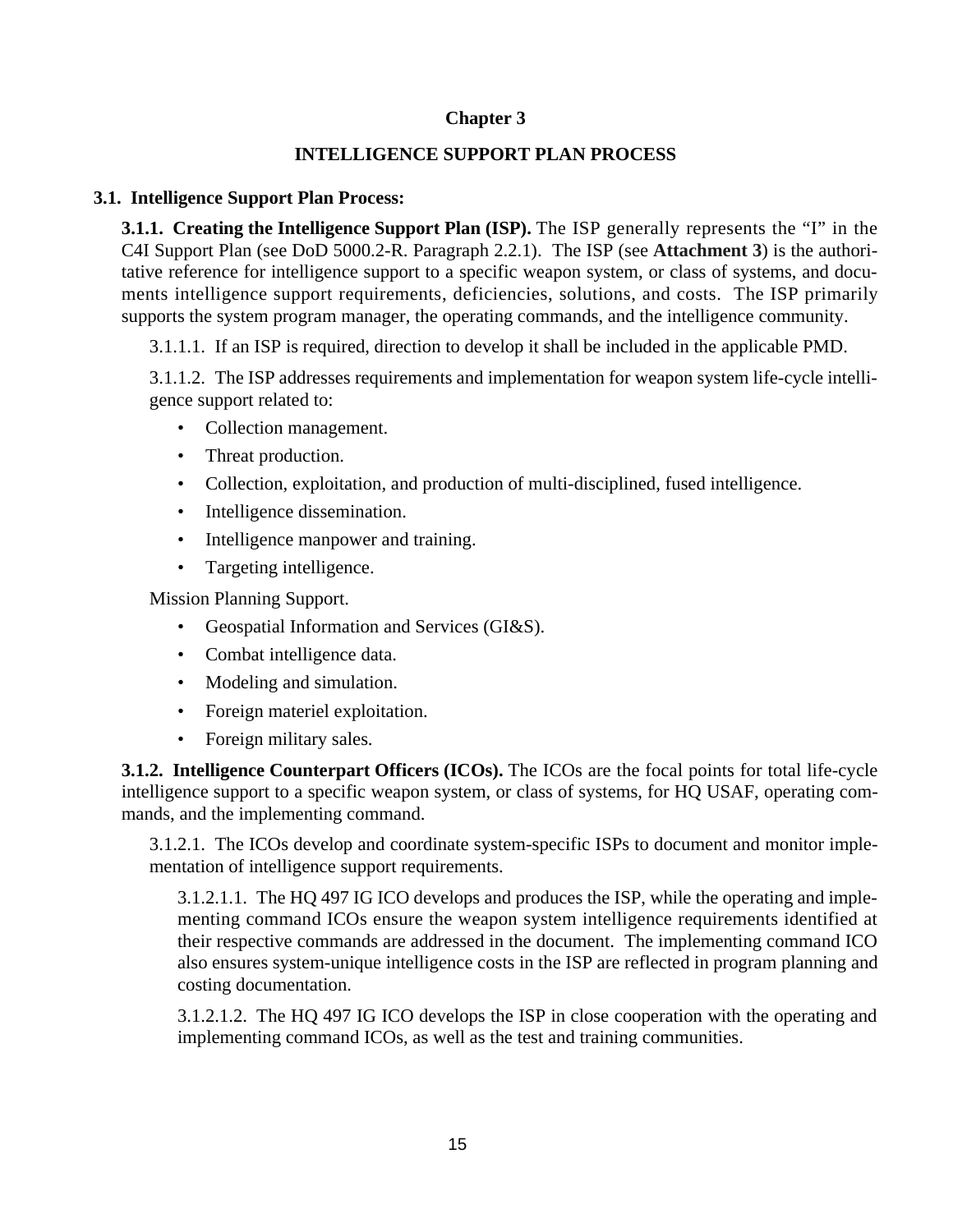# Chapter 3

## INTELLIGENCE SUPPORT PLAN PROCESS

### 3.1. Intelligence Support Plan Process:

**3.1.1. Creating the Intelligence Support Plan (ISP).** The ISP generally represents the "I" in the C4I Support Plan (see DoD 5000.2-R. Paragraph 2.2.1). The ISP (see **Attachment 3**) is the authoritative reference for intelligence support to a specific weapon system, or class of systems, and documents intelligence support requirements, deficiencies, solutions, and costs. The ISP primarily supports the system program manager, the operating commands, and the intelligence community.

3.1.1.1. If an ISP is required, direction to develop it shall be included in the applicable PMD.

3.1.1.2. The ISP addresses requirements and implementation for weapon system life-cycle intelligence support related to:

- Collection management.
- Threat production.
- Collection, exploitation, and production of multi-disciplined, fused intelligence.
- Intelligence dissemination.
- Intelligence manpower and training.
- Targeting intelligence.

Mission Planning Support.

- Geospatial Information and Services (GI&S).
- Combat intelligence data.
- Modeling and simulation.
- Foreign materiel exploitation.
- Foreign military sales.

**3.1.2. Intelligence Counterpart Officers (ICOs).** The ICOs are the focal points for total life-cycle intelligence support to a specific weapon system, or class of systems, for HQ USAF, operating commands, and the implementing command.

3.1.2.1. The ICOs develop and coordinate system-specific ISPs to document and monitor implementation of intelligence support requirements.

3.1.2.1.1. The HQ 497 IG ICO develops and produces the ISP, while the operating and implementing command ICOs ensure the weapon system intelligence requirements identified at their respective commands are addressed in the document. The implementing command ICO also ensures system-unique intelligence costs in the ISP are reflected in program planning and costing documentation.

3.1.2.1.2. The HQ 497 IG ICO develops the ISP in close cooperation with the operating and implementing command ICOs, as well as the test and training communities.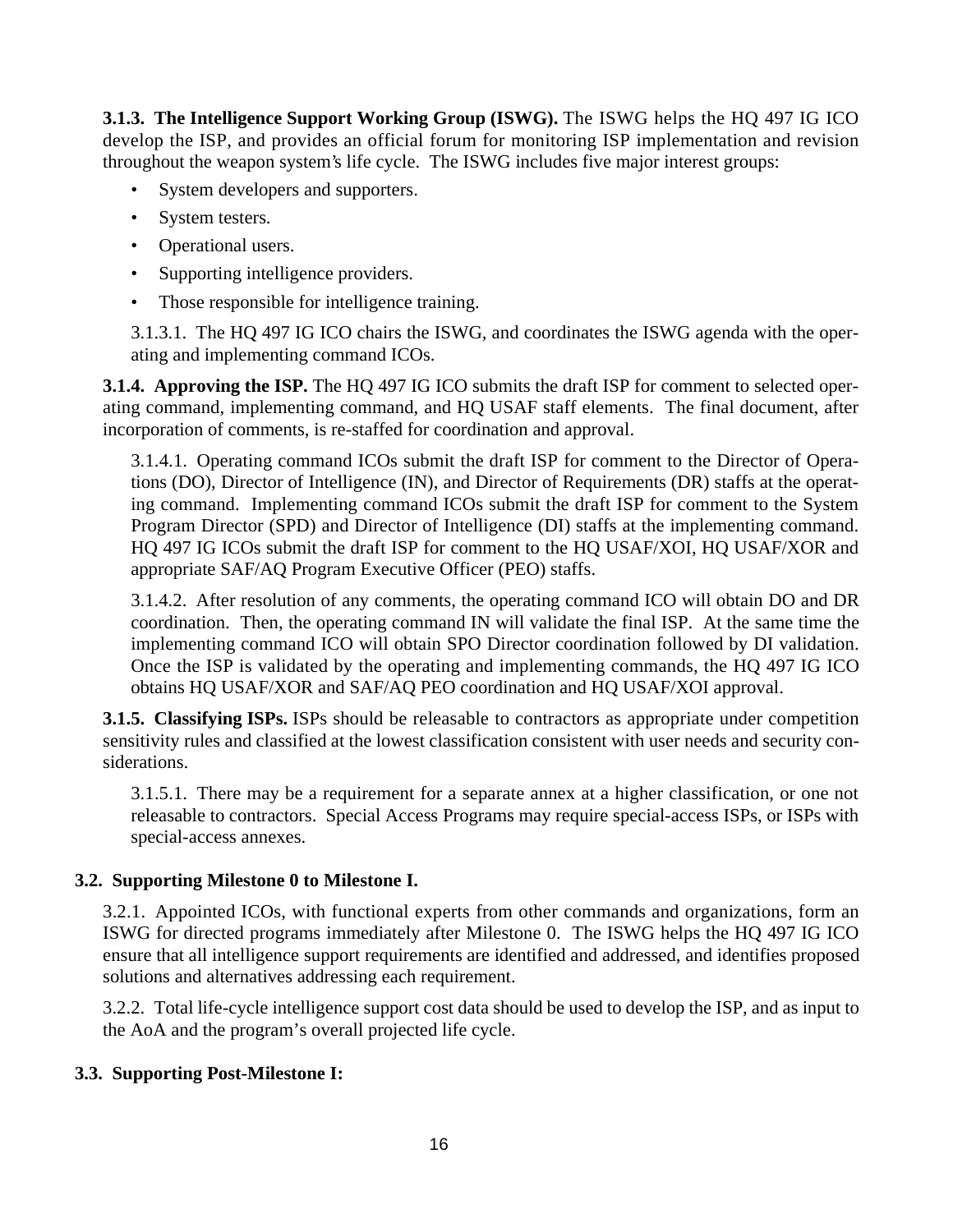**3.1.3. The Intelligence Support Working Group (ISWG).** The ISWG helps the HQ 497 IG ICO develop the ISP, and provides an official forum for monitoring ISP implementation and revision throughout the weapon system's life cycle. The ISWG includes five major interest groups:

- System developers and supporters.
- System testers.
- Operational users.
- Supporting intelligence providers.
- Those responsible for intelligence training.

3.1.3.1. The HQ 497 IG ICO chairs the ISWG, and coordinates the ISWG agenda with the operating and implementing command ICOs.

**3.1.4. Approving the ISP.** The HQ 497 IG ICO submits the draft ISP for comment to selected operating command, implementing command, and HQ USAF staff elements. The final document, after incorporation of comments, is re-staffed for coordination and approval.

3.1.4.1. Operating command ICOs submit the draft ISP for comment to the Director of Operations (DO), Director of Intelligence (IN), and Director of Requirements (DR) staffs at the operating command. Implementing command ICOs submit the draft ISP for comment to the System Program Director (SPD) and Director of Intelligence (DI) staffs at the implementing command. HQ 497 IG ICOs submit the draft ISP for comment to the HQ USAF/XOI, HQ USAF/XOR and appropriate SAF/AQ Program Executive Officer (PEO) staffs.

3.1.4.2. After resolution of any comments, the operating command ICO will obtain DO and DR coordination. Then, the operating command IN will validate the final ISP. At the same time the implementing command ICO will obtain SPO Director coordination followed by DI validation. Once the ISP is validated by the operating and implementing commands, the HQ 497 IG ICO obtains HQ USAF/XOR and SAF/AQ PEO coordination and HQ USAF/XOI approval.

**3.1.5. Classifying ISPs.** ISPs should be releasable to contractors as appropriate under competition sensitivity rules and classified at the lowest classification consistent with user needs and security considerations.

3.1.5.1. There may be a requirement for a separate annex at a higher classification, or one not releasable to contractors. Special Access Programs may require special-access ISPs, or ISPs with special-access annexes.

### 3.2. Supporting Milestone 0 to Milestone I.

3.2.1. Appointed ICOs, with functional experts from other commands and organizations, form an ISWG for directed programs immediately after Milestone 0. The ISWG helps the HQ 497 IG ICO ensure that all intelligence support requirements are identified and addressed, and identifies proposed solutions and alternatives addressing each requirement.

3.2.2. Total life-cycle intelligence support cost data should be used to develop the ISP, and as input to the AoA and the program's overall projected life cycle.

### 3.3. Supporting Post-Milestone I: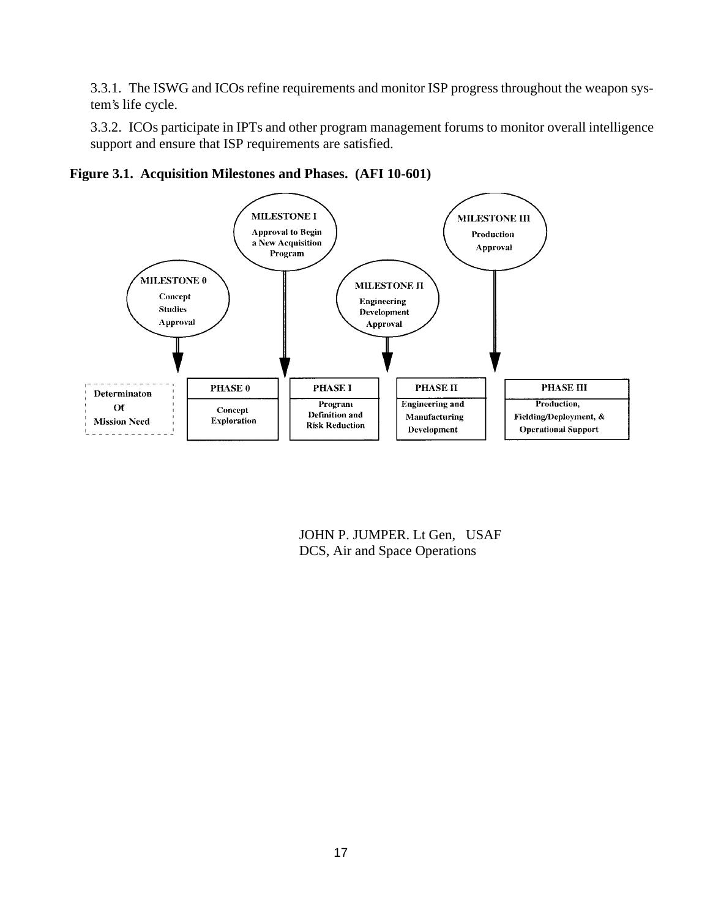3.3.1. The ISWG and ICOs refine requirements and monitor ISP progress throughout the weapon system's life cycle.

3.3.2. ICOs participate in IPTs and other program management forums to monitor overall intelligence support and ensure that ISP requirements are satisfied.

**Figure 3.1. Acquisition Milestones and Phases. (AFI 10-601)**

MILESTONE 0 — Concept Studies Approval

MILESTONE I — Approval to Begin a New Acquisition Program

MILESTONE II — Engineering Development Approval

MILESTONE III — Production Approval

| Determinaton Of Mission Need | PHASE 0 | PHASE I | PHASE II | PHASE III |
|---|---|---|---|---|
| | Concept Exploration | Program Definition and Risk Reduction | Engineering and Manufacturing Development | Production, Fielding/Deployment, & Operational Support |

JOHN P. JUMPER. Lt Gen, USAF
DCS, Air and Space Operations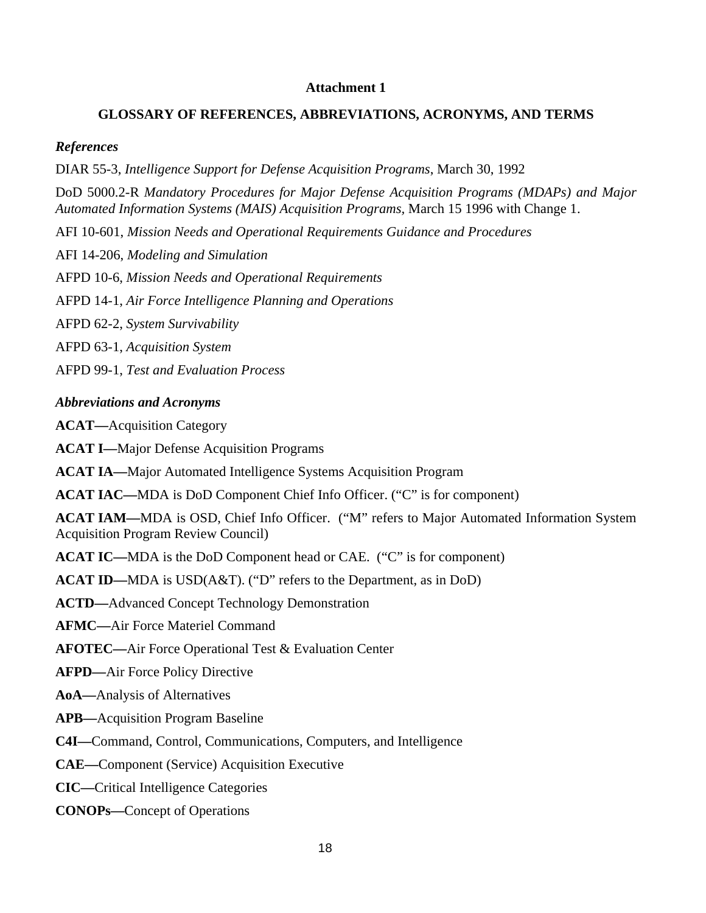**Attachment 1**

**GLOSSARY OF REFERENCES, ABBREVIATIONS, ACRONYMS, AND TERMS**

***References***

DIAR 55-3, *Intelligence Support for Defense Acquisition Programs*, March 30, 1992

DoD 5000.2-R *Mandatory Procedures for Major Defense Acquisition Programs (MDAPs) and Major Automated Information Systems (MAIS) Acquisition Programs*, March 15 1996 with Change 1.

AFI 10-601, *Mission Needs and Operational Requirements Guidance and Procedures*

AFI 14-206, *Modeling and Simulation*

AFPD 10-6, *Mission Needs and Operational Requirements*

AFPD 14-1, *Air Force Intelligence Planning and Operations*

AFPD 62-2, *System Survivability*

AFPD 63-1, *Acquisition System*

AFPD 99-1, *Test and Evaluation Process*

***Abbreviations and Acronyms***

**ACAT—**Acquisition Category

**ACAT I—**Major Defense Acquisition Programs

**ACAT IA—**Major Automated Intelligence Systems Acquisition Program

**ACAT IAC—**MDA is DoD Component Chief Info Officer. ("C" is for component)

**ACAT IAM—**MDA is OSD, Chief Info Officer. ("M" refers to Major Automated Information System Acquisition Program Review Council)

**ACAT IC—**MDA is the DoD Component head or CAE. ("C" is for component)

**ACAT ID—**MDA is USD(A&T). ("D" refers to the Department, as in DoD)

**ACTD—**Advanced Concept Technology Demonstration

**AFMC—**Air Force Materiel Command

**AFOTEC—**Air Force Operational Test & Evaluation Center

**AFPD—**Air Force Policy Directive

**AoA—**Analysis of Alternatives

**APB—**Acquisition Program Baseline

**C4I—**Command, Control, Communications, Computers, and Intelligence

**CAE—**Component (Service) Acquisition Executive

**CIC—**Critical Intelligence Categories

**CONOPs—**Concept of Operations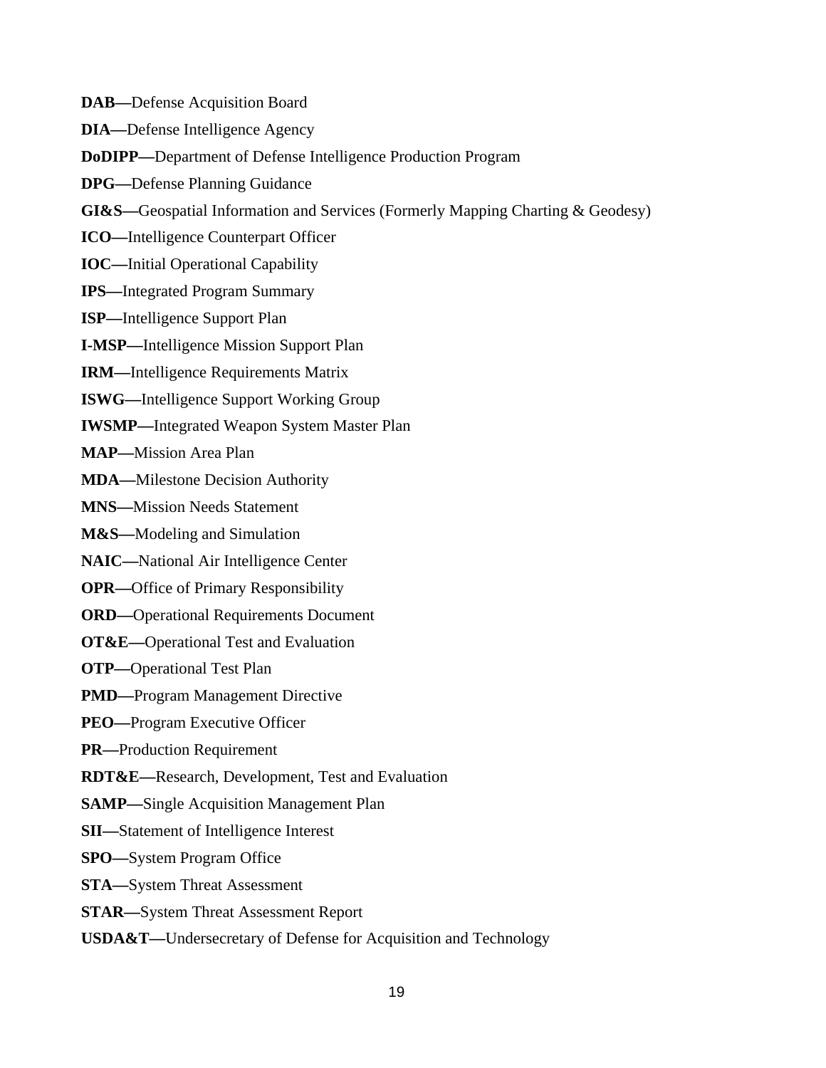**DAB—**Defense Acquisition Board

**DIA—**Defense Intelligence Agency

**DoDIPP—**Department of Defense Intelligence Production Program

**DPG—**Defense Planning Guidance

**GI&S—**Geospatial Information and Services (Formerly Mapping Charting & Geodesy)

**ICO—**Intelligence Counterpart Officer

**IOC—**Initial Operational Capability

**IPS—**Integrated Program Summary

**ISP—**Intelligence Support Plan

**I-MSP—**Intelligence Mission Support Plan

**IRM—**Intelligence Requirements Matrix

**ISWG—**Intelligence Support Working Group

**IWSMP—**Integrated Weapon System Master Plan

**MAP—**Mission Area Plan

**MDA—**Milestone Decision Authority

**MNS—**Mission Needs Statement

**M&S—**Modeling and Simulation

**NAIC—**National Air Intelligence Center

**OPR—**Office of Primary Responsibility

**ORD—**Operational Requirements Document

**OT&E—**Operational Test and Evaluation

**OTP—**Operational Test Plan

**PMD—**Program Management Directive

**PEO—**Program Executive Officer

**PR—**Production Requirement

**RDT&E—**Research, Development, Test and Evaluation

**SAMP—**Single Acquisition Management Plan

**SII—**Statement of Intelligence Interest

**SPO—**System Program Office

**STA—**System Threat Assessment

**STAR—**System Threat Assessment Report

**USDA&T—**Undersecretary of Defense for Acquisition and Technology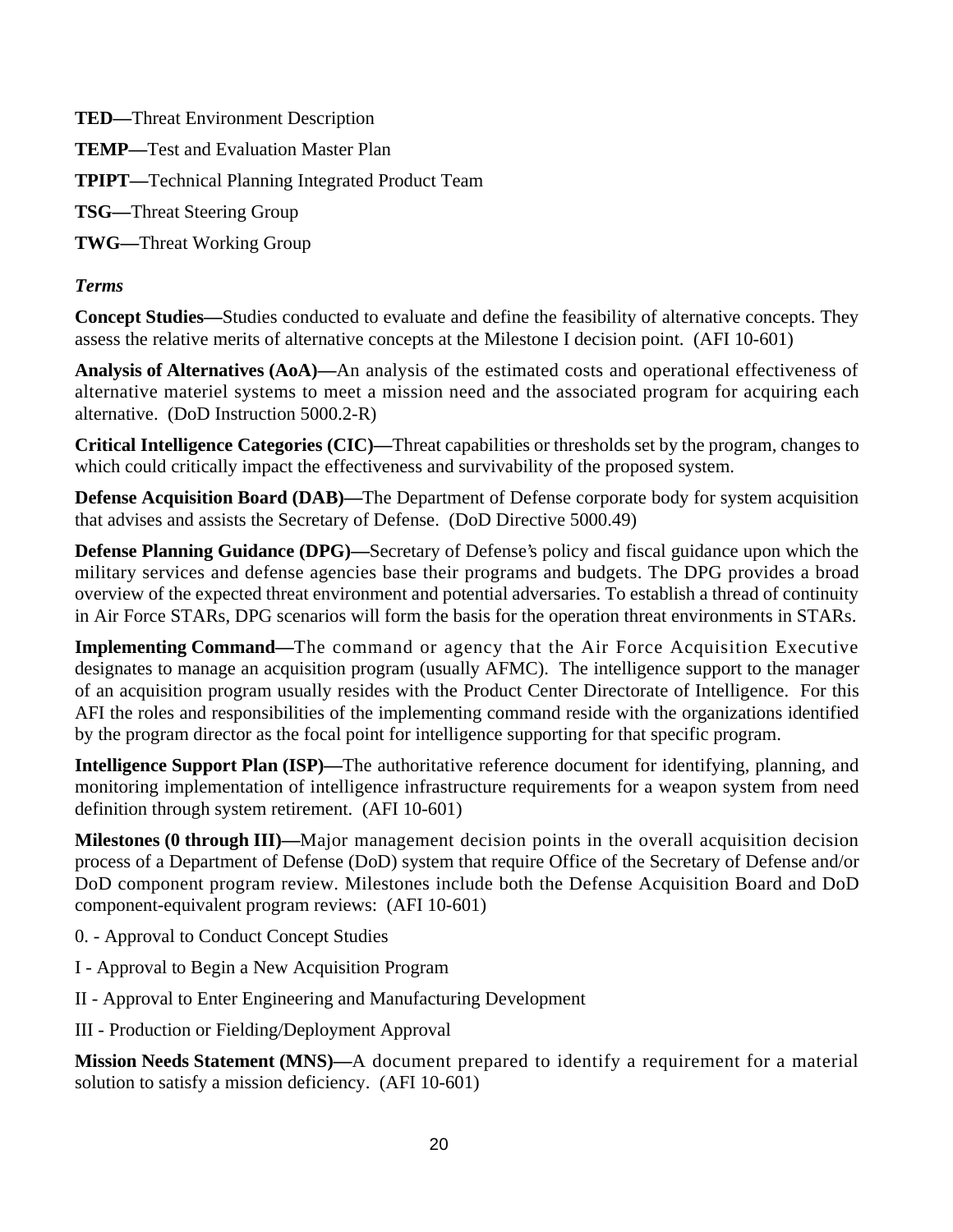**TED—**Threat Environment Description

**TEMP—**Test and Evaluation Master Plan

**TPIPT—**Technical Planning Integrated Product Team

**TSG—**Threat Steering Group

**TWG—**Threat Working Group

*Terms*

**Concept Studies—**Studies conducted to evaluate and define the feasibility of alternative concepts. They assess the relative merits of alternative concepts at the Milestone I decision point. (AFI 10-601)

**Analysis of Alternatives (AoA)—**An analysis of the estimated costs and operational effectiveness of alternative materiel systems to meet a mission need and the associated program for acquiring each alternative. (DoD Instruction 5000.2-R)

**Critical Intelligence Categories (CIC)—**Threat capabilities or thresholds set by the program, changes to which could critically impact the effectiveness and survivability of the proposed system.

**Defense Acquisition Board (DAB)—**The Department of Defense corporate body for system acquisition that advises and assists the Secretary of Defense. (DoD Directive 5000.49)

**Defense Planning Guidance (DPG)—**Secretary of Defense's policy and fiscal guidance upon which the military services and defense agencies base their programs and budgets. The DPG provides a broad overview of the expected threat environment and potential adversaries. To establish a thread of continuity in Air Force STARs, DPG scenarios will form the basis for the operation threat environments in STARs.

**Implementing Command—**The command or agency that the Air Force Acquisition Executive designates to manage an acquisition program (usually AFMC). The intelligence support to the manager of an acquisition program usually resides with the Product Center Directorate of Intelligence. For this AFI the roles and responsibilities of the implementing command reside with the organizations identified by the program director as the focal point for intelligence supporting for that specific program.

**Intelligence Support Plan (ISP)—**The authoritative reference document for identifying, planning, and monitoring implementation of intelligence infrastructure requirements for a weapon system from need definition through system retirement. (AFI 10-601)

**Milestones (0 through III)—**Major management decision points in the overall acquisition decision process of a Department of Defense (DoD) system that require Office of the Secretary of Defense and/or DoD component program review. Milestones include both the Defense Acquisition Board and DoD component-equivalent program reviews: (AFI 10-601)

0. - Approval to Conduct Concept Studies

I - Approval to Begin a New Acquisition Program

II - Approval to Enter Engineering and Manufacturing Development

III - Production or Fielding/Deployment Approval

**Mission Needs Statement (MNS)—**A document prepared to identify a requirement for a material solution to satisfy a mission deficiency. (AFI 10-601)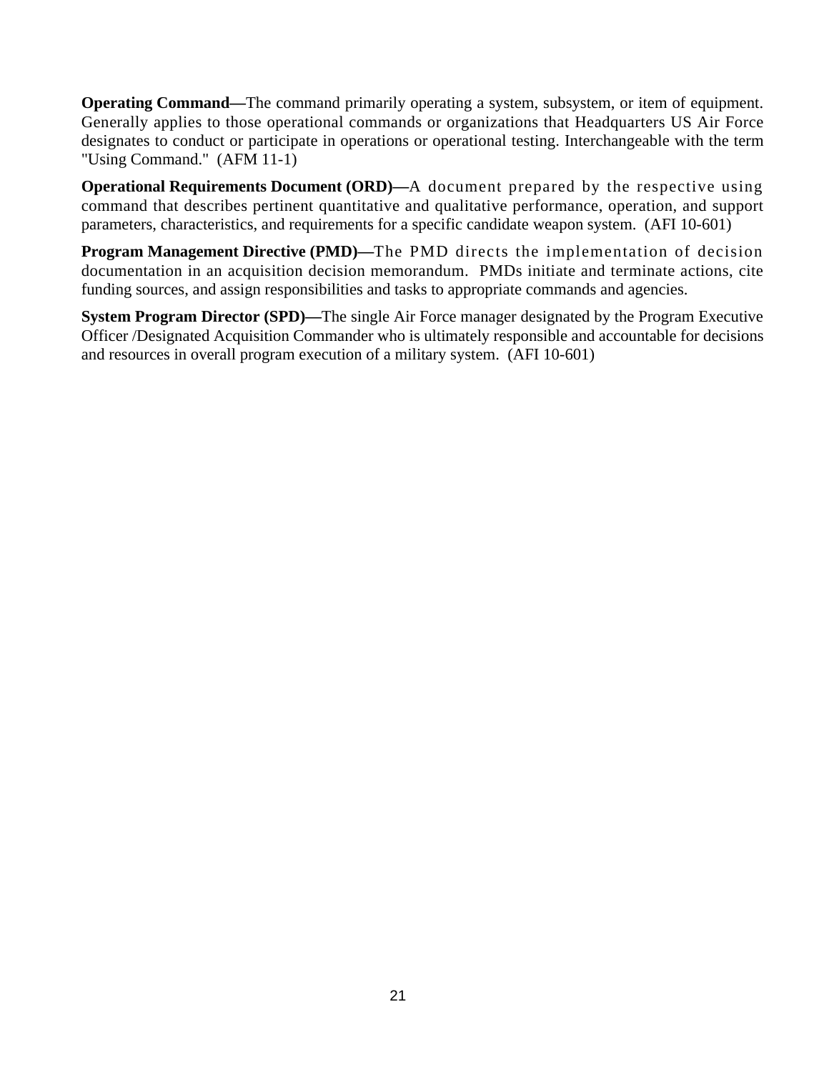**Operating Command—**The command primarily operating a system, subsystem, or item of equipment. Generally applies to those operational commands or organizations that Headquarters US Air Force designates to conduct or participate in operations or operational testing. Interchangeable with the term "Using Command." (AFM 11-1)

**Operational Requirements Document (ORD)—**A document prepared by the respective using command that describes pertinent quantitative and qualitative performance, operation, and support parameters, characteristics, and requirements for a specific candidate weapon system. (AFI 10-601)

**Program Management Directive (PMD)—**The PMD directs the implementation of decision documentation in an acquisition decision memorandum. PMDs initiate and terminate actions, cite funding sources, and assign responsibilities and tasks to appropriate commands and agencies.

**System Program Director (SPD)—**The single Air Force manager designated by the Program Executive Officer /Designated Acquisition Commander who is ultimately responsible and accountable for decisions and resources in overall program execution of a military system. (AFI 10-601)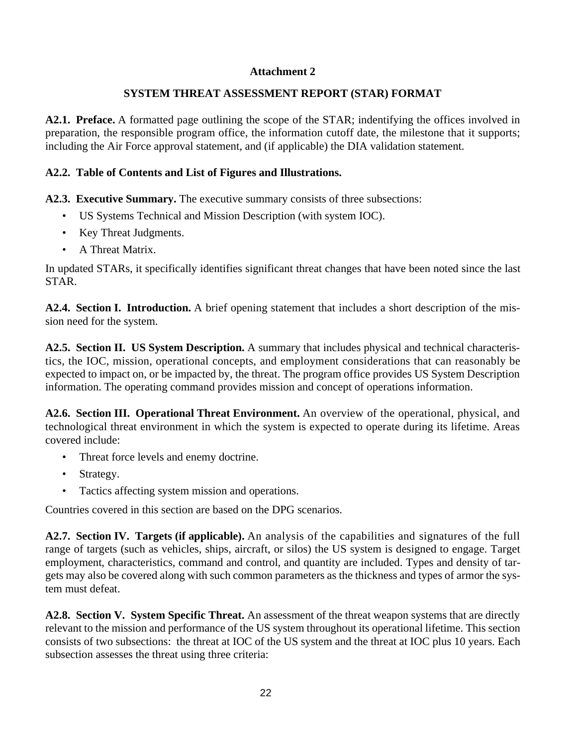## Attachment 2

## SYSTEM THREAT ASSESSMENT REPORT (STAR) FORMAT

**A2.1. Preface.** A formatted page outlining the scope of the STAR; indentifying the offices involved in preparation, the responsible program office, the information cutoff date, the milestone that it supports; including the Air Force approval statement, and (if applicable) the DIA validation statement.

**A2.2. Table of Contents and List of Figures and Illustrations.**

**A2.3. Executive Summary.** The executive summary consists of three subsections:

- US Systems Technical and Mission Description (with system IOC).
- Key Threat Judgments.
- A Threat Matrix.

In updated STARs, it specifically identifies significant threat changes that have been noted since the last STAR.

**A2.4. Section I. Introduction.** A brief opening statement that includes a short description of the mission need for the system.

**A2.5. Section II. US System Description.** A summary that includes physical and technical characteristics, the IOC, mission, operational concepts, and employment considerations that can reasonably be expected to impact on, or be impacted by, the threat. The program office provides US System Description information. The operating command provides mission and concept of operations information.

**A2.6. Section III. Operational Threat Environment.** An overview of the operational, physical, and technological threat environment in which the system is expected to operate during its lifetime. Areas covered include:

- Threat force levels and enemy doctrine.
- Strategy.
- Tactics affecting system mission and operations.

Countries covered in this section are based on the DPG scenarios.

**A2.7. Section IV. Targets (if applicable).** An analysis of the capabilities and signatures of the full range of targets (such as vehicles, ships, aircraft, or silos) the US system is designed to engage. Target employment, characteristics, command and control, and quantity are included. Types and density of targets may also be covered along with such common parameters as the thickness and types of armor the system must defeat.

**A2.8. Section V. System Specific Threat.** An assessment of the threat weapon systems that are directly relevant to the mission and performance of the US system throughout its operational lifetime. This section consists of two subsections: the threat at IOC of the US system and the threat at IOC plus 10 years. Each subsection assesses the threat using three criteria: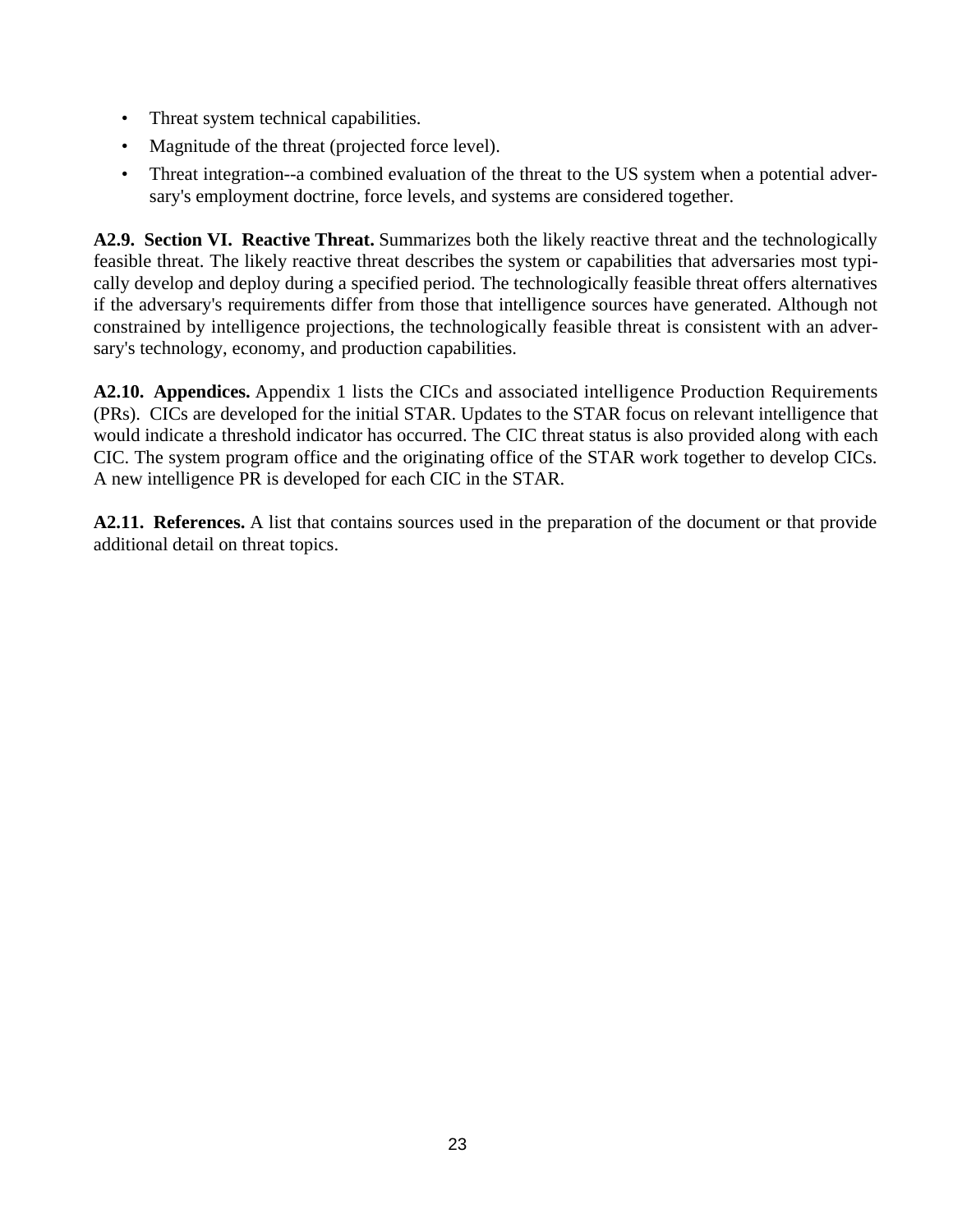- Threat system technical capabilities.
- Magnitude of the threat (projected force level).
- Threat integration--a combined evaluation of the threat to the US system when a potential adversary's employment doctrine, force levels, and systems are considered together.

**A2.9. Section VI. Reactive Threat.** Summarizes both the likely reactive threat and the technologically feasible threat. The likely reactive threat describes the system or capabilities that adversaries most typically develop and deploy during a specified period. The technologically feasible threat offers alternatives if the adversary's requirements differ from those that intelligence sources have generated. Although not constrained by intelligence projections, the technologically feasible threat is consistent with an adversary's technology, economy, and production capabilities.

**A2.10. Appendices.** Appendix 1 lists the CICs and associated intelligence Production Requirements (PRs). CICs are developed for the initial STAR. Updates to the STAR focus on relevant intelligence that would indicate a threshold indicator has occurred. The CIC threat status is also provided along with each CIC. The system program office and the originating office of the STAR work together to develop CICs. A new intelligence PR is developed for each CIC in the STAR.

**A2.11. References.** A list that contains sources used in the preparation of the document or that provide additional detail on threat topics.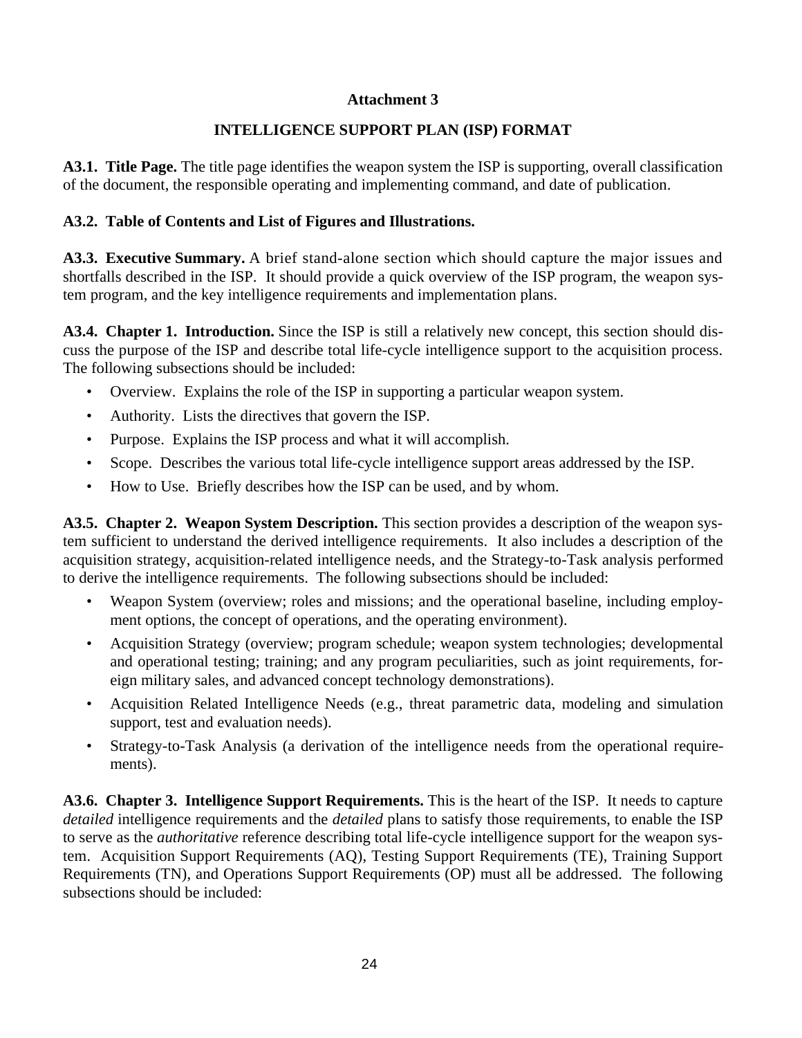**Attachment 3**

**INTELLIGENCE SUPPORT PLAN (ISP) FORMAT**

**A3.1. Title Page.** The title page identifies the weapon system the ISP is supporting, overall classification of the document, the responsible operating and implementing command, and date of publication.

**A3.2. Table of Contents and List of Figures and Illustrations.**

**A3.3. Executive Summary.** A brief stand-alone section which should capture the major issues and shortfalls described in the ISP. It should provide a quick overview of the ISP program, the weapon system program, and the key intelligence requirements and implementation plans.

**A3.4. Chapter 1. Introduction.** Since the ISP is still a relatively new concept, this section should discuss the purpose of the ISP and describe total life-cycle intelligence support to the acquisition process. The following subsections should be included:

- Overview. Explains the role of the ISP in supporting a particular weapon system.
- Authority. Lists the directives that govern the ISP.
- Purpose. Explains the ISP process and what it will accomplish.
- Scope. Describes the various total life-cycle intelligence support areas addressed by the ISP.
- How to Use. Briefly describes how the ISP can be used, and by whom.

**A3.5. Chapter 2. Weapon System Description.** This section provides a description of the weapon system sufficient to understand the derived intelligence requirements. It also includes a description of the acquisition strategy, acquisition-related intelligence needs, and the Strategy-to-Task analysis performed to derive the intelligence requirements. The following subsections should be included:

- Weapon System (overview; roles and missions; and the operational baseline, including employment options, the concept of operations, and the operating environment).
- Acquisition Strategy (overview; program schedule; weapon system technologies; developmental and operational testing; training; and any program peculiarities, such as joint requirements, foreign military sales, and advanced concept technology demonstrations).
- Acquisition Related Intelligence Needs (e.g., threat parametric data, modeling and simulation support, test and evaluation needs).
- Strategy-to-Task Analysis (a derivation of the intelligence needs from the operational requirements).

**A3.6. Chapter 3. Intelligence Support Requirements.** This is the heart of the ISP. It needs to capture *detailed* intelligence requirements and the *detailed* plans to satisfy those requirements, to enable the ISP to serve as the *authoritative* reference describing total life-cycle intelligence support for the weapon system. Acquisition Support Requirements (AQ), Testing Support Requirements (TE), Training Support Requirements (TN), and Operations Support Requirements (OP) must all be addressed. The following subsections should be included: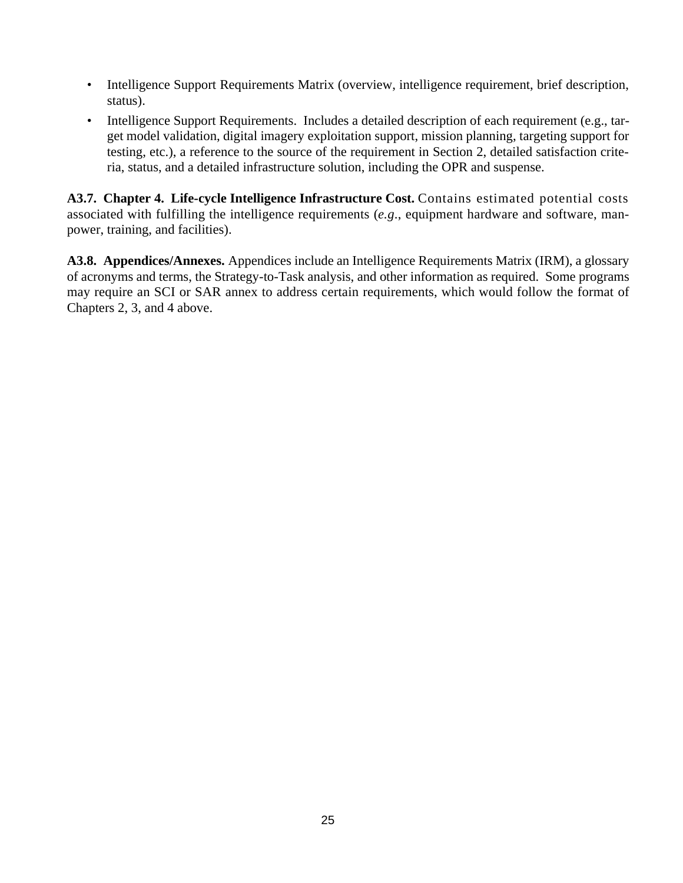- Intelligence Support Requirements Matrix (overview, intelligence requirement, brief description, status).
- Intelligence Support Requirements. Includes a detailed description of each requirement (e.g., target model validation, digital imagery exploitation support, mission planning, targeting support for testing, etc.), a reference to the source of the requirement in Section 2, detailed satisfaction criteria, status, and a detailed infrastructure solution, including the OPR and suspense.

**A3.7. Chapter 4. Life-cycle Intelligence Infrastructure Cost.** Contains estimated potential costs associated with fulfilling the intelligence requirements (*e.g*., equipment hardware and software, manpower, training, and facilities).

**A3.8. Appendices/Annexes.** Appendices include an Intelligence Requirements Matrix (IRM), a glossary of acronyms and terms, the Strategy-to-Task analysis, and other information as required. Some programs may require an SCI or SAR annex to address certain requirements, which would follow the format of Chapters 2, 3, and 4 above.